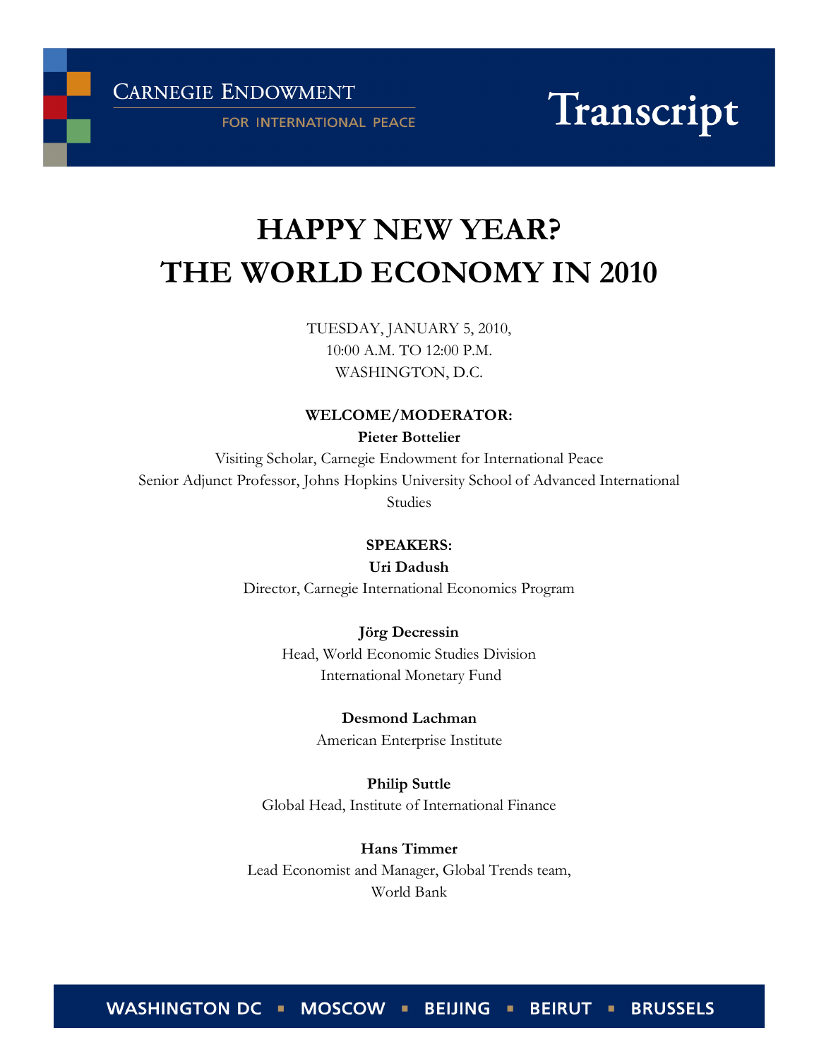Carnegie Endowment for International Peace

# Transcript

# HAPPY NEW YEAR? THE WORLD ECONOMY IN 2010

TUESDAY, JANUARY 5, 2010,
10:00 A.M. TO 12:00 P.M.
WASHINGTON, D.C.

**WELCOME/MODERATOR:**

**Pieter Bottelier**
Visiting Scholar, Carnegie Endowment for International Peace
Senior Adjunct Professor, Johns Hopkins University School of Advanced International Studies

**SPEAKERS:**

**Uri Dadush**
Director, Carnegie International Economics Program

**Jörg Decressin**
Head, World Economic Studies Division
International Monetary Fund

**Desmond Lachman**
American Enterprise Institute

**Philip Suttle**
Global Head, Institute of International Finance

**Hans Timmer**
Lead Economist and Manager, Global Trends team,
World Bank

WASHINGTON DC ▪ MOSCOW ▪ BEIJING ▪ BEIRUT ▪ BRUSSELS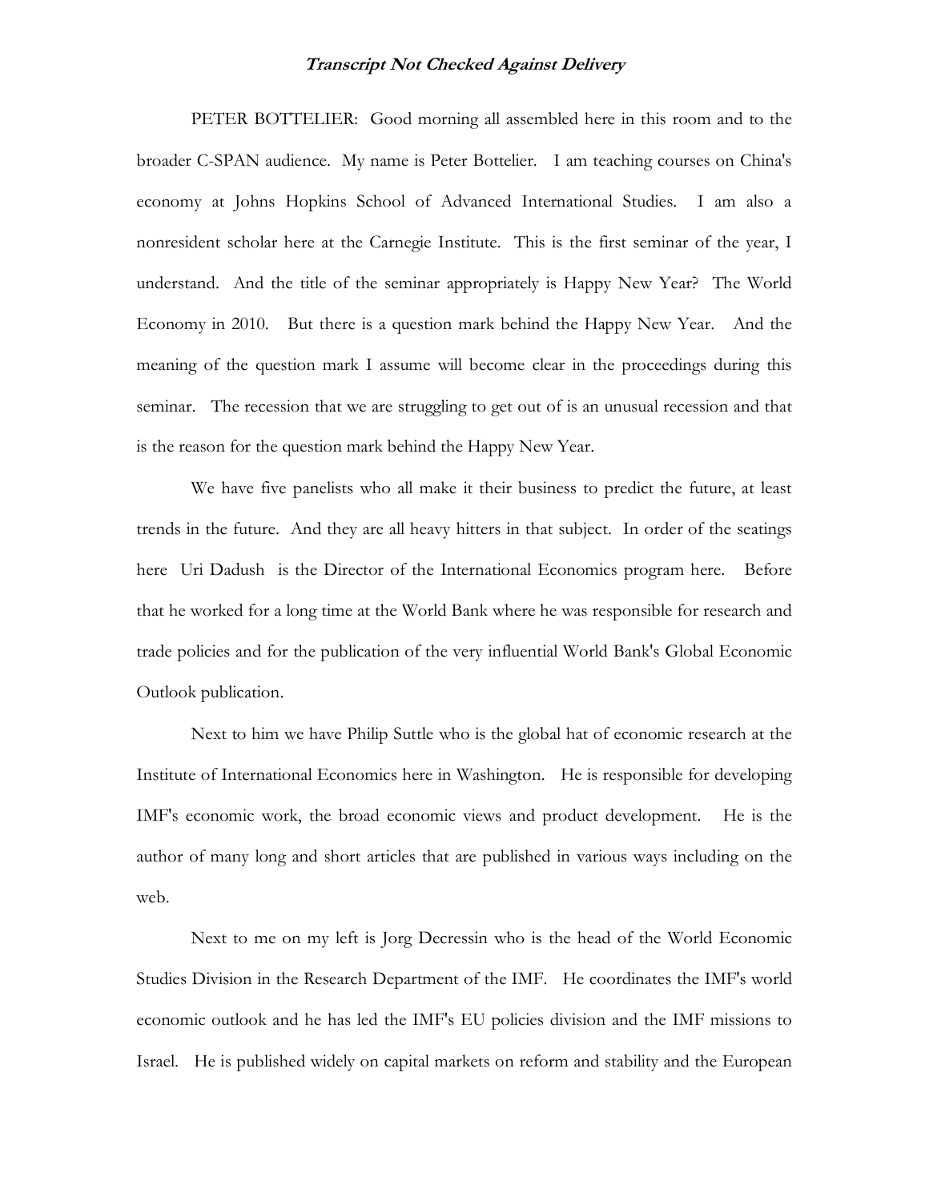***Transcript Not Checked Against Delivery***

PETER BOTTELIER: Good morning all assembled here in this room and to the broader C-SPAN audience. My name is Peter Bottelier. I am teaching courses on China's economy at Johns Hopkins School of Advanced International Studies. I am also a nonresident scholar here at the Carnegie Institute. This is the first seminar of the year, I understand. And the title of the seminar appropriately is Happy New Year? The World Economy in 2010. But there is a question mark behind the Happy New Year. And the meaning of the question mark I assume will become clear in the proceedings during this seminar. The recession that we are struggling to get out of is an unusual recession and that is the reason for the question mark behind the Happy New Year.

We have five panelists who all make it their business to predict the future, at least trends in the future. And they are all heavy hitters in that subject. In order of the seatings here Uri Dadush is the Director of the International Economics program here. Before that he worked for a long time at the World Bank where he was responsible for research and trade policies and for the publication of the very influential World Bank's Global Economic Outlook publication.

Next to him we have Philip Suttle who is the global hat of economic research at the Institute of International Economics here in Washington. He is responsible for developing IMF's economic work, the broad economic views and product development. He is the author of many long and short articles that are published in various ways including on the web.

Next to me on my left is Jorg Decressin who is the head of the World Economic Studies Division in the Research Department of the IMF. He coordinates the IMF's world economic outlook and he has led the IMF's EU policies division and the IMF missions to Israel. He is published widely on capital markets on reform and stability and the European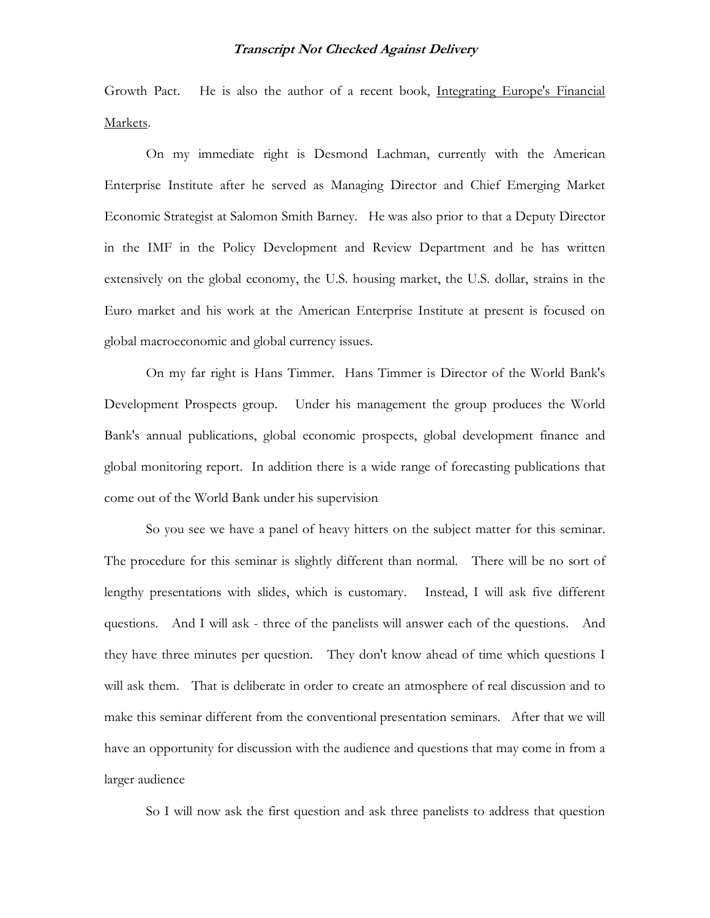Growth Pact. He is also the author of a recent book, Integrating Europe's Financial Markets.

On my immediate right is Desmond Lachman, currently with the American Enterprise Institute after he served as Managing Director and Chief Emerging Market Economic Strategist at Salomon Smith Barney. He was also prior to that a Deputy Director in the IMF in the Policy Development and Review Department and he has written extensively on the global economy, the U.S. housing market, the U.S. dollar, strains in the Euro market and his work at the American Enterprise Institute at present is focused on global macroeconomic and global currency issues.

On my far right is Hans Timmer. Hans Timmer is Director of the World Bank's Development Prospects group. Under his management the group produces the World Bank's annual publications, global economic prospects, global development finance and global monitoring report. In addition there is a wide range of forecasting publications that come out of the World Bank under his supervision

So you see we have a panel of heavy hitters on the subject matter for this seminar. The procedure for this seminar is slightly different than normal. There will be no sort of lengthy presentations with slides, which is customary. Instead, I will ask five different questions. And I will ask - three of the panelists will answer each of the questions. And they have three minutes per question. They don't know ahead of time which questions I will ask them. That is deliberate in order to create an atmosphere of real discussion and to make this seminar different from the conventional presentation seminars. After that we will have an opportunity for discussion with the audience and questions that may come in from a larger audience

So I will now ask the first question and ask three panelists to address that question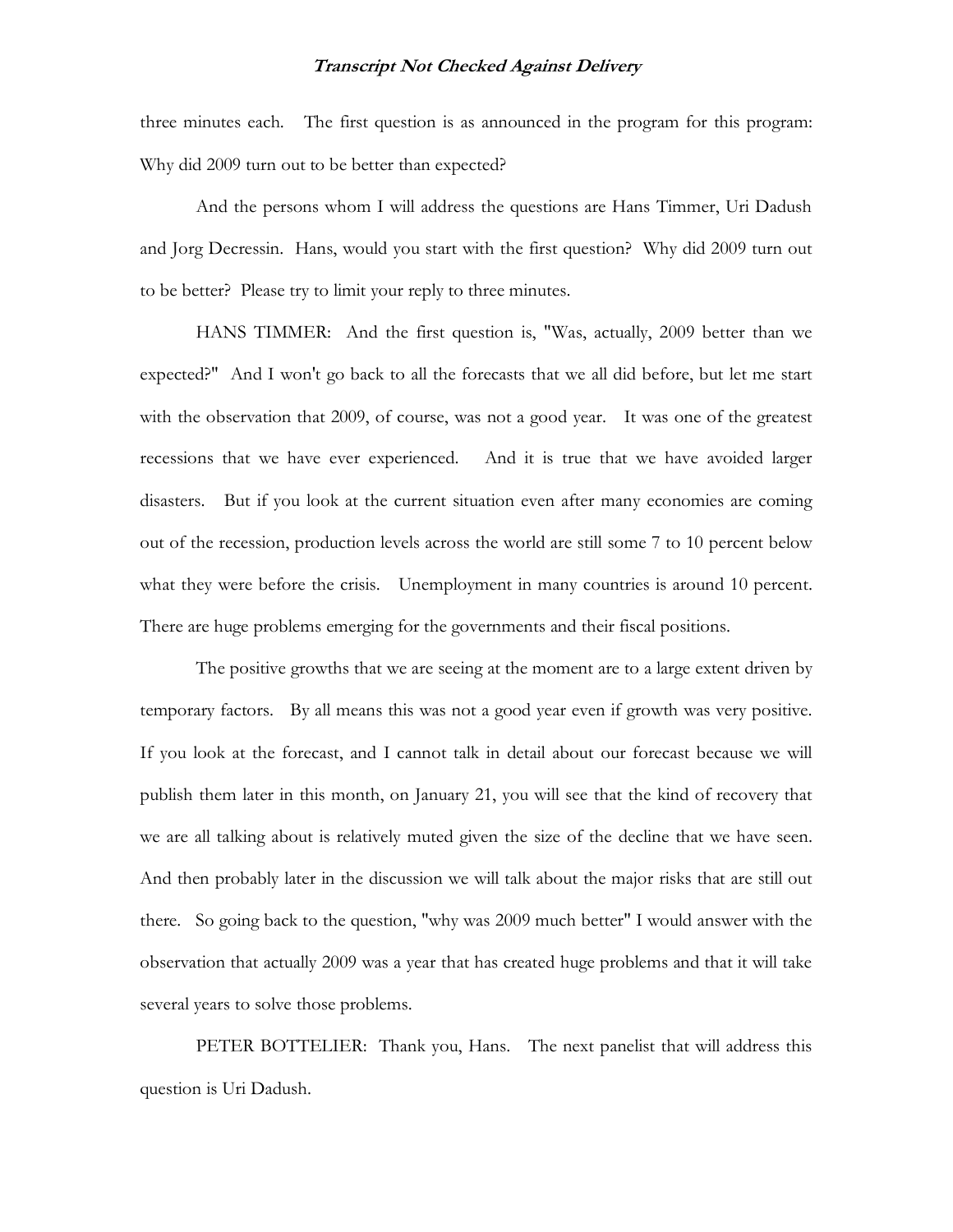three minutes each. The first question is as announced in the program for this program: Why did 2009 turn out to be better than expected?

And the persons whom I will address the questions are Hans Timmer, Uri Dadush and Jorg Decressin. Hans, would you start with the first question? Why did 2009 turn out to be better? Please try to limit your reply to three minutes.

HANS TIMMER: And the first question is, "Was, actually, 2009 better than we expected?" And I won't go back to all the forecasts that we all did before, but let me start with the observation that 2009, of course, was not a good year. It was one of the greatest recessions that we have ever experienced. And it is true that we have avoided larger disasters. But if you look at the current situation even after many economies are coming out of the recession, production levels across the world are still some 7 to 10 percent below what they were before the crisis. Unemployment in many countries is around 10 percent. There are huge problems emerging for the governments and their fiscal positions.

The positive growths that we are seeing at the moment are to a large extent driven by temporary factors. By all means this was not a good year even if growth was very positive. If you look at the forecast, and I cannot talk in detail about our forecast because we will publish them later in this month, on January 21, you will see that the kind of recovery that we are all talking about is relatively muted given the size of the decline that we have seen. And then probably later in the discussion we will talk about the major risks that are still out there. So going back to the question, "why was 2009 much better" I would answer with the observation that actually 2009 was a year that has created huge problems and that it will take several years to solve those problems.

PETER BOTTELIER: Thank you, Hans. The next panelist that will address this question is Uri Dadush.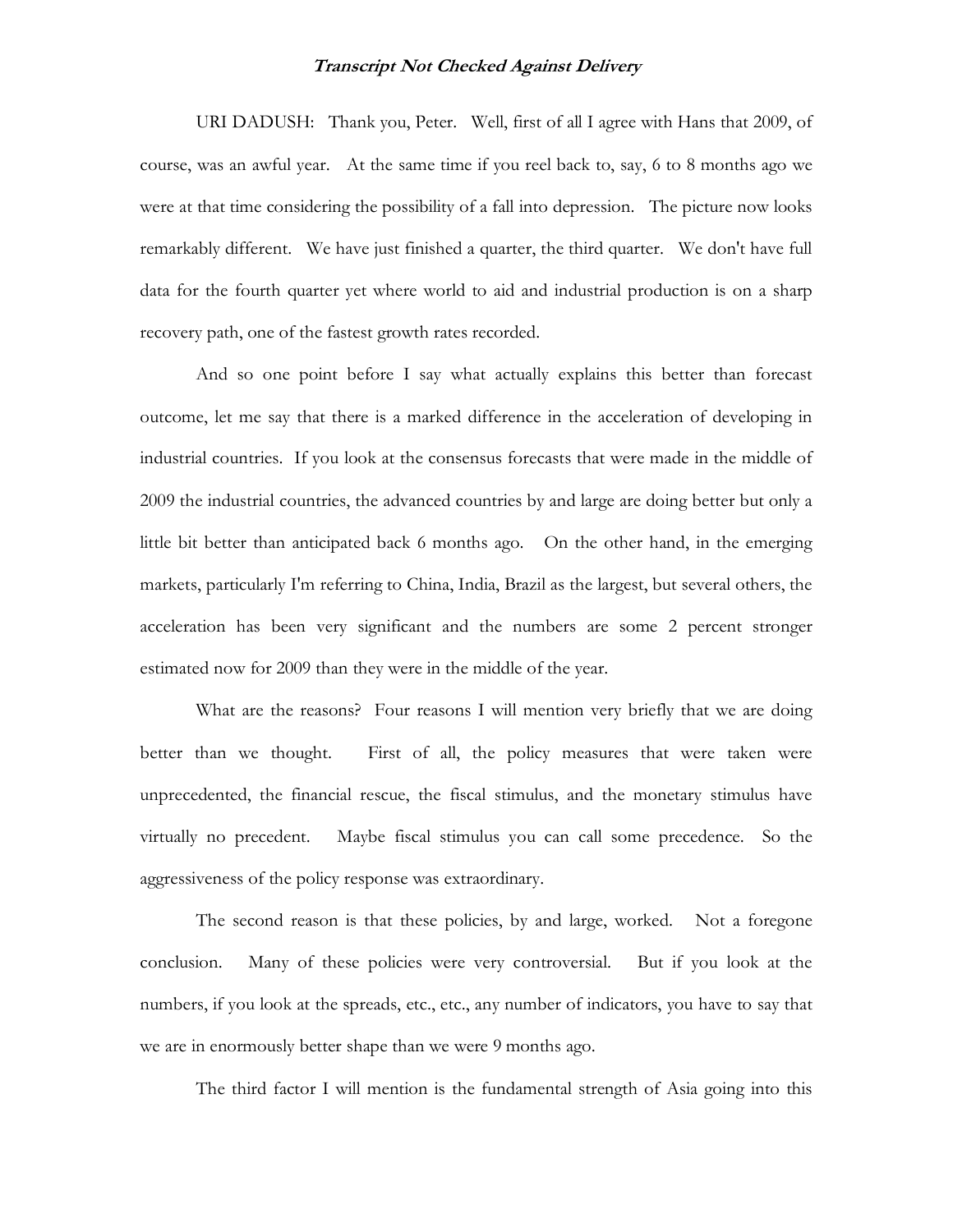URI DADUSH: Thank you, Peter. Well, first of all I agree with Hans that 2009, of course, was an awful year. At the same time if you reel back to, say, 6 to 8 months ago we were at that time considering the possibility of a fall into depression. The picture now looks remarkably different. We have just finished a quarter, the third quarter. We don't have full data for the fourth quarter yet where world to aid and industrial production is on a sharp recovery path, one of the fastest growth rates recorded.

And so one point before I say what actually explains this better than forecast outcome, let me say that there is a marked difference in the acceleration of developing in industrial countries. If you look at the consensus forecasts that were made in the middle of 2009 the industrial countries, the advanced countries by and large are doing better but only a little bit better than anticipated back 6 months ago. On the other hand, in the emerging markets, particularly I'm referring to China, India, Brazil as the largest, but several others, the acceleration has been very significant and the numbers are some 2 percent stronger estimated now for 2009 than they were in the middle of the year.

What are the reasons? Four reasons I will mention very briefly that we are doing better than we thought. First of all, the policy measures that were taken were unprecedented, the financial rescue, the fiscal stimulus, and the monetary stimulus have virtually no precedent. Maybe fiscal stimulus you can call some precedence. So the aggressiveness of the policy response was extraordinary.

The second reason is that these policies, by and large, worked. Not a foregone conclusion. Many of these policies were very controversial. But if you look at the numbers, if you look at the spreads, etc., etc., any number of indicators, you have to say that we are in enormously better shape than we were 9 months ago.

The third factor I will mention is the fundamental strength of Asia going into this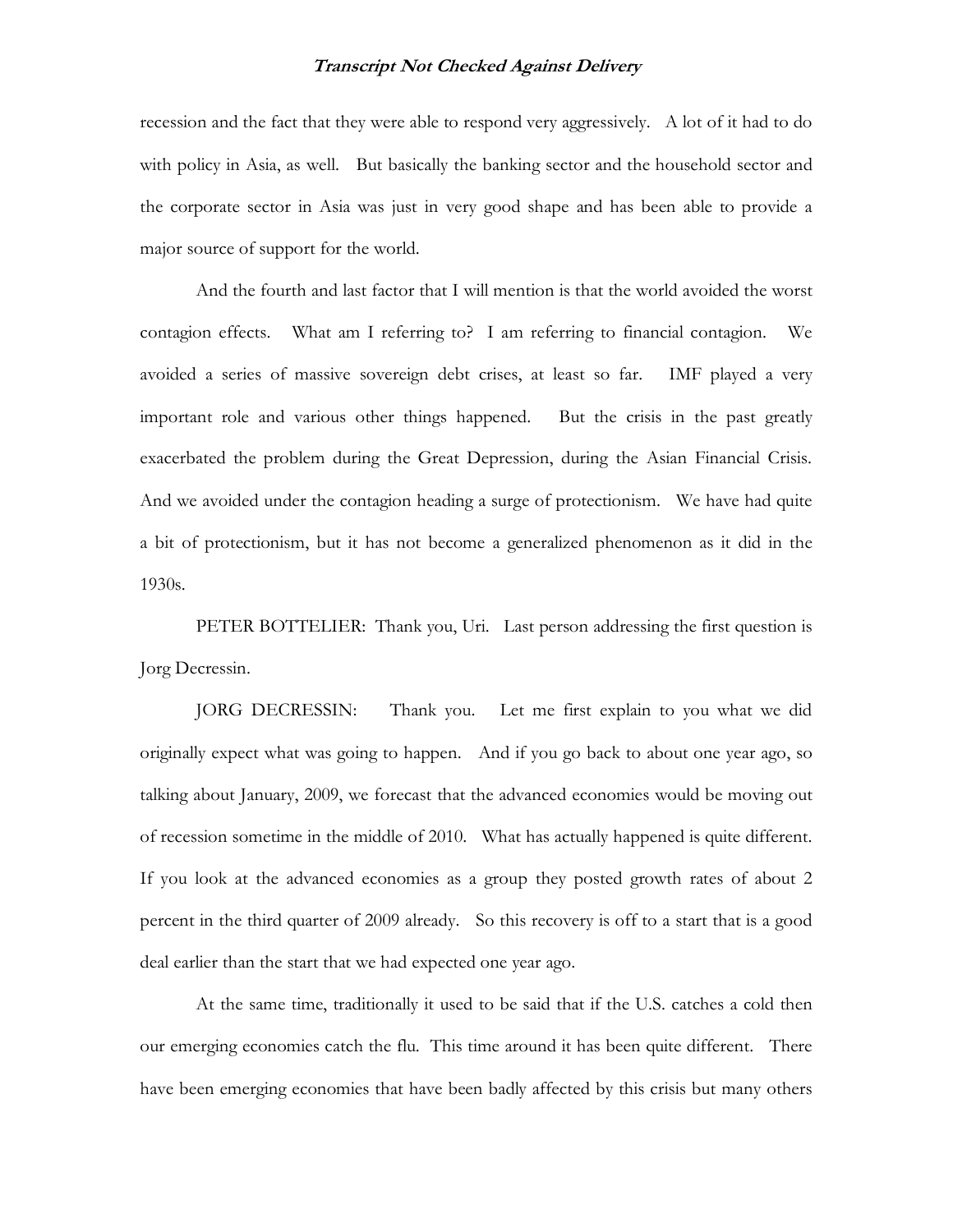recession and the fact that they were able to respond very aggressively. A lot of it had to do with policy in Asia, as well. But basically the banking sector and the household sector and the corporate sector in Asia was just in very good shape and has been able to provide a major source of support for the world.

And the fourth and last factor that I will mention is that the world avoided the worst contagion effects. What am I referring to? I am referring to financial contagion. We avoided a series of massive sovereign debt crises, at least so far. IMF played a very important role and various other things happened. But the crisis in the past greatly exacerbated the problem during the Great Depression, during the Asian Financial Crisis. And we avoided under the contagion heading a surge of protectionism. We have had quite a bit of protectionism, but it has not become a generalized phenomenon as it did in the 1930s.

PETER BOTTELIER: Thank you, Uri. Last person addressing the first question is Jorg Decressin.

JORG DECRESSIN: Thank you. Let me first explain to you what we did originally expect what was going to happen. And if you go back to about one year ago, so talking about January, 2009, we forecast that the advanced economies would be moving out of recession sometime in the middle of 2010. What has actually happened is quite different. If you look at the advanced economies as a group they posted growth rates of about 2 percent in the third quarter of 2009 already. So this recovery is off to a start that is a good deal earlier than the start that we had expected one year ago.

At the same time, traditionally it used to be said that if the U.S. catches a cold then our emerging economies catch the flu. This time around it has been quite different. There have been emerging economies that have been badly affected by this crisis but many others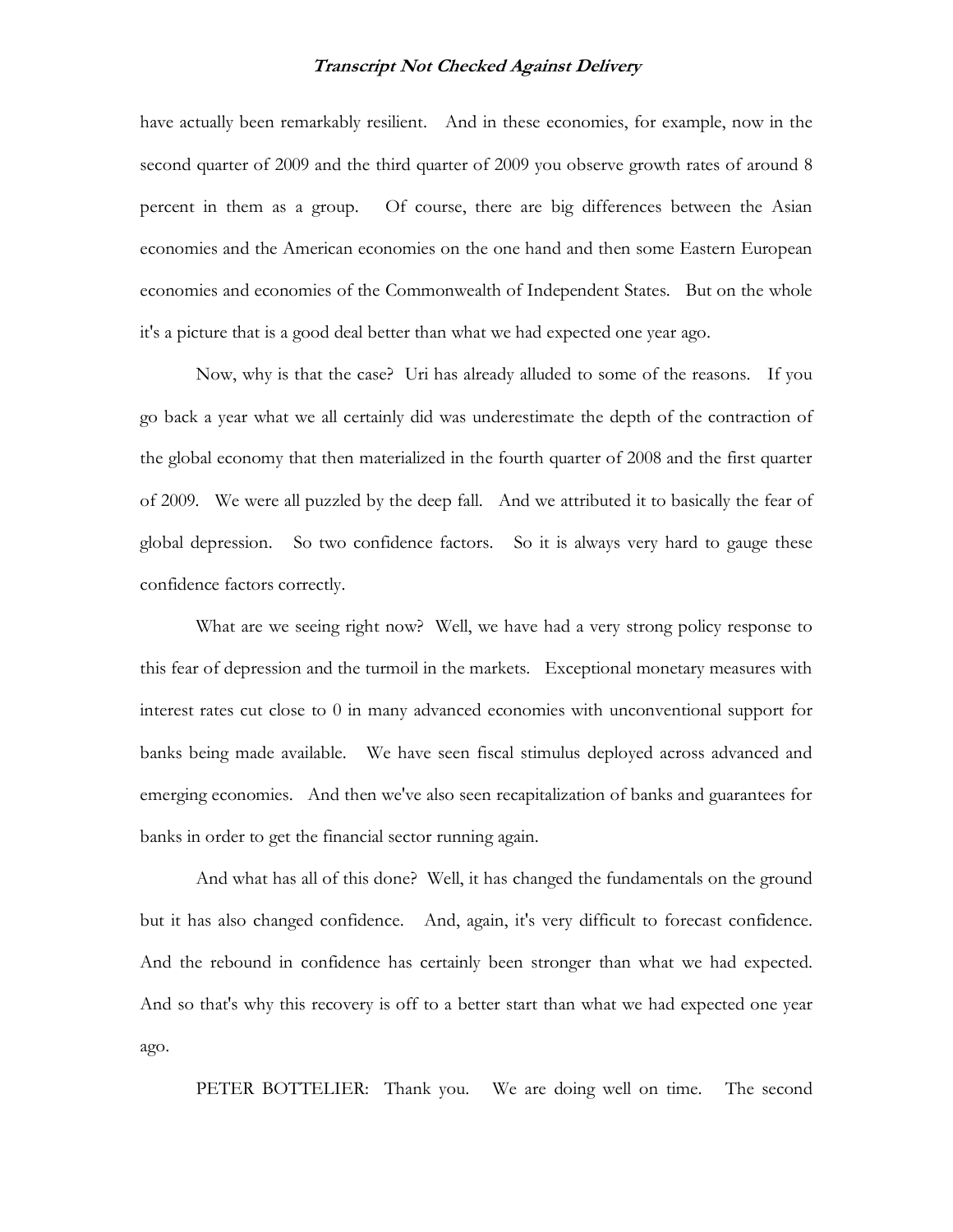have actually been remarkably resilient. And in these economies, for example, now in the second quarter of 2009 and the third quarter of 2009 you observe growth rates of around 8 percent in them as a group. Of course, there are big differences between the Asian economies and the American economies on the one hand and then some Eastern European economies and economies of the Commonwealth of Independent States. But on the whole it's a picture that is a good deal better than what we had expected one year ago.

Now, why is that the case? Uri has already alluded to some of the reasons. If you go back a year what we all certainly did was underestimate the depth of the contraction of the global economy that then materialized in the fourth quarter of 2008 and the first quarter of 2009. We were all puzzled by the deep fall. And we attributed it to basically the fear of global depression. So two confidence factors. So it is always very hard to gauge these confidence factors correctly.

What are we seeing right now? Well, we have had a very strong policy response to this fear of depression and the turmoil in the markets. Exceptional monetary measures with interest rates cut close to 0 in many advanced economies with unconventional support for banks being made available. We have seen fiscal stimulus deployed across advanced and emerging economies. And then we've also seen recapitalization of banks and guarantees for banks in order to get the financial sector running again.

And what has all of this done? Well, it has changed the fundamentals on the ground but it has also changed confidence. And, again, it's very difficult to forecast confidence. And the rebound in confidence has certainly been stronger than what we had expected. And so that's why this recovery is off to a better start than what we had expected one year ago.

PETER BOTTELIER: Thank you. We are doing well on time. The second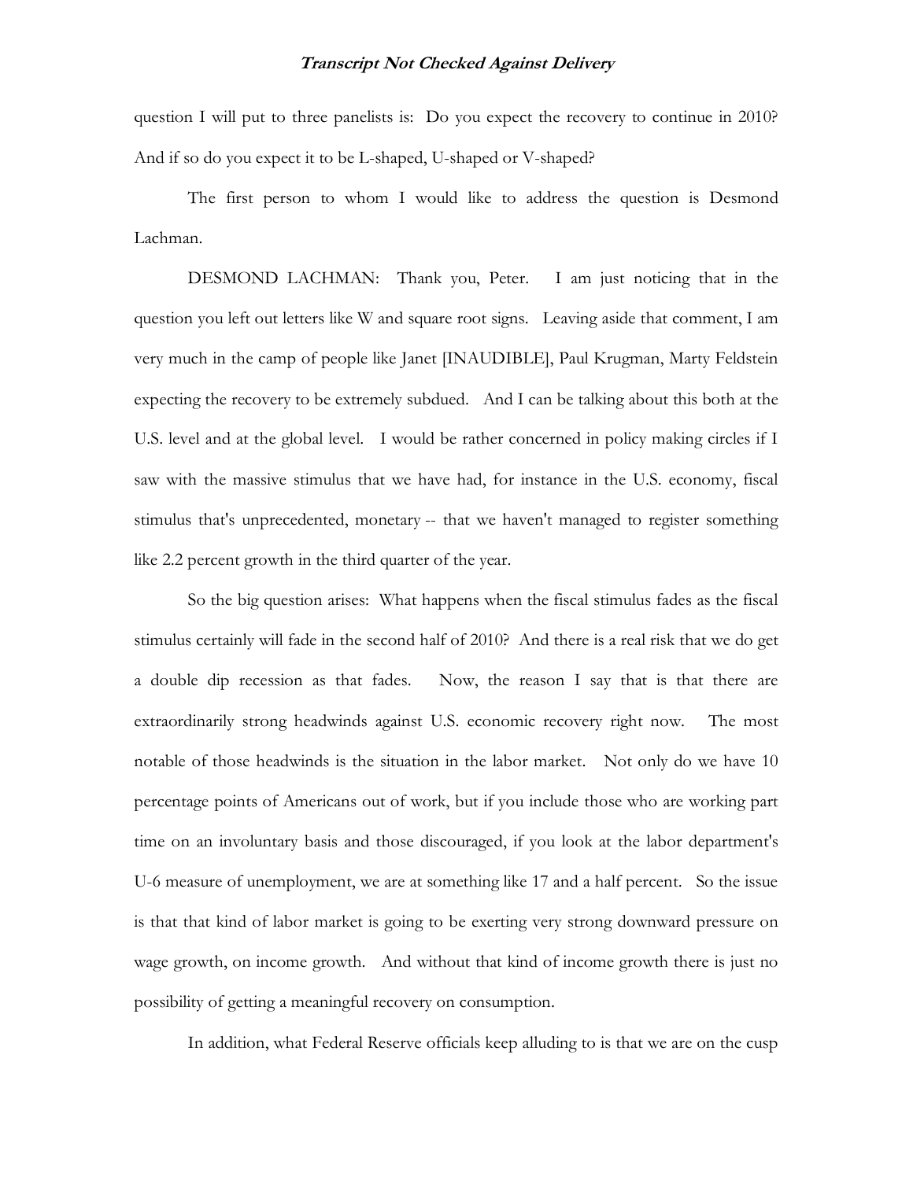question I will put to three panelists is: Do you expect the recovery to continue in 2010? And if so do you expect it to be L-shaped, U-shaped or V-shaped?

The first person to whom I would like to address the question is Desmond Lachman.

DESMOND LACHMAN: Thank you, Peter. I am just noticing that in the question you left out letters like W and square root signs. Leaving aside that comment, I am very much in the camp of people like Janet [INAUDIBLE], Paul Krugman, Marty Feldstein expecting the recovery to be extremely subdued. And I can be talking about this both at the U.S. level and at the global level. I would be rather concerned in policy making circles if I saw with the massive stimulus that we have had, for instance in the U.S. economy, fiscal stimulus that's unprecedented, monetary -- that we haven't managed to register something like 2.2 percent growth in the third quarter of the year.

So the big question arises: What happens when the fiscal stimulus fades as the fiscal stimulus certainly will fade in the second half of 2010? And there is a real risk that we do get a double dip recession as that fades. Now, the reason I say that is that there are extraordinarily strong headwinds against U.S. economic recovery right now. The most notable of those headwinds is the situation in the labor market. Not only do we have 10 percentage points of Americans out of work, but if you include those who are working part time on an involuntary basis and those discouraged, if you look at the labor department's U-6 measure of unemployment, we are at something like 17 and a half percent. So the issue is that that kind of labor market is going to be exerting very strong downward pressure on wage growth, on income growth. And without that kind of income growth there is just no possibility of getting a meaningful recovery on consumption.

In addition, what Federal Reserve officials keep alluding to is that we are on the cusp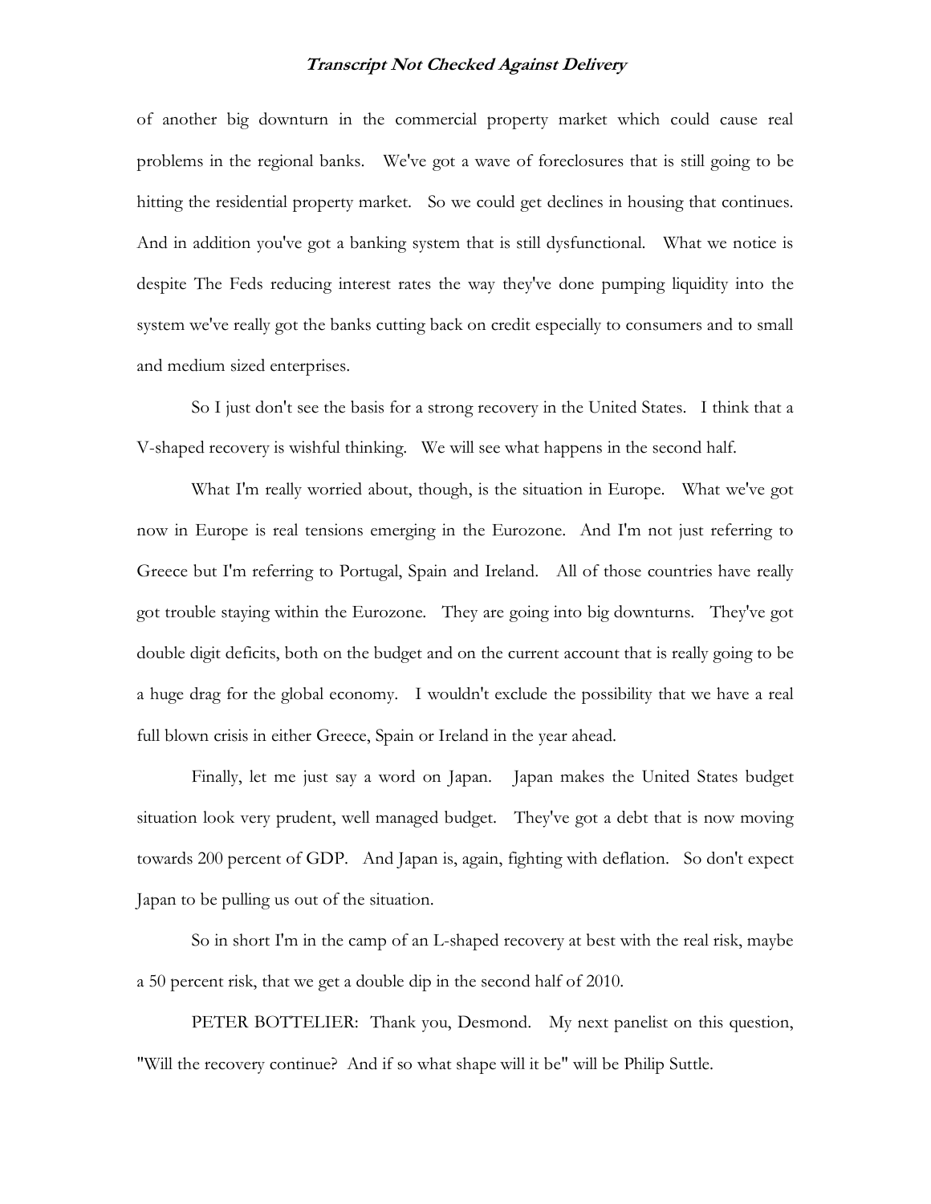of another big downturn in the commercial property market which could cause real problems in the regional banks. We've got a wave of foreclosures that is still going to be hitting the residential property market. So we could get declines in housing that continues. And in addition you've got a banking system that is still dysfunctional. What we notice is despite The Feds reducing interest rates the way they've done pumping liquidity into the system we've really got the banks cutting back on credit especially to consumers and to small and medium sized enterprises.

So I just don't see the basis for a strong recovery in the United States. I think that a V-shaped recovery is wishful thinking. We will see what happens in the second half.

What I'm really worried about, though, is the situation in Europe. What we've got now in Europe is real tensions emerging in the Eurozone. And I'm not just referring to Greece but I'm referring to Portugal, Spain and Ireland. All of those countries have really got trouble staying within the Eurozone. They are going into big downturns. They've got double digit deficits, both on the budget and on the current account that is really going to be a huge drag for the global economy. I wouldn't exclude the possibility that we have a real full blown crisis in either Greece, Spain or Ireland in the year ahead.

Finally, let me just say a word on Japan. Japan makes the United States budget situation look very prudent, well managed budget. They've got a debt that is now moving towards 200 percent of GDP. And Japan is, again, fighting with deflation. So don't expect Japan to be pulling us out of the situation.

So in short I'm in the camp of an L-shaped recovery at best with the real risk, maybe a 50 percent risk, that we get a double dip in the second half of 2010.

PETER BOTTELIER: Thank you, Desmond. My next panelist on this question, "Will the recovery continue? And if so what shape will it be" will be Philip Suttle.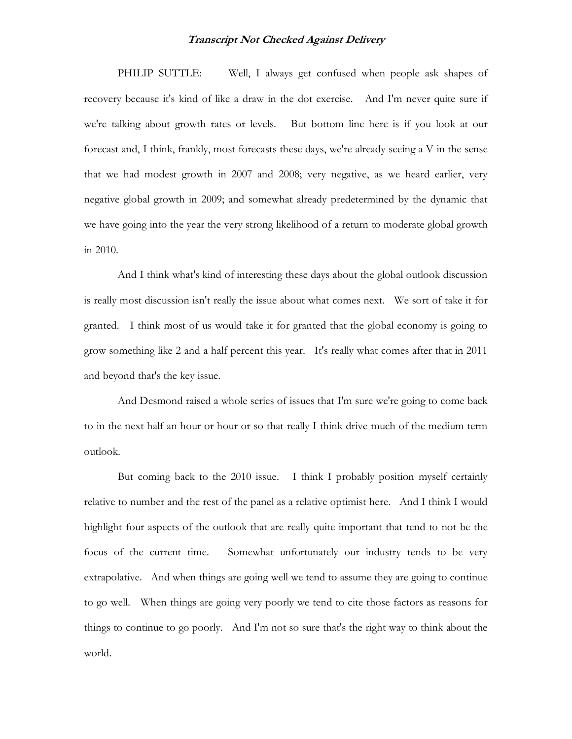***Transcript Not Checked Against Delivery***

PHILIP SUTTLE: Well, I always get confused when people ask shapes of recovery because it's kind of like a draw in the dot exercise. And I'm never quite sure if we're talking about growth rates or levels. But bottom line here is if you look at our forecast and, I think, frankly, most forecasts these days, we're already seeing a V in the sense that we had modest growth in 2007 and 2008; very negative, as we heard earlier, very negative global growth in 2009; and somewhat already predetermined by the dynamic that we have going into the year the very strong likelihood of a return to moderate global growth in 2010.

And I think what's kind of interesting these days about the global outlook discussion is really most discussion isn't really the issue about what comes next. We sort of take it for granted. I think most of us would take it for granted that the global economy is going to grow something like 2 and a half percent this year. It's really what comes after that in 2011 and beyond that's the key issue.

And Desmond raised a whole series of issues that I'm sure we're going to come back to in the next half an hour or hour or so that really I think drive much of the medium term outlook.

But coming back to the 2010 issue. I think I probably position myself certainly relative to number and the rest of the panel as a relative optimist here. And I think I would highlight four aspects of the outlook that are really quite important that tend to not be the focus of the current time. Somewhat unfortunately our industry tends to be very extrapolative. And when things are going well we tend to assume they are going to continue to go well. When things are going very poorly we tend to cite those factors as reasons for things to continue to go poorly. And I'm not so sure that's the right way to think about the world.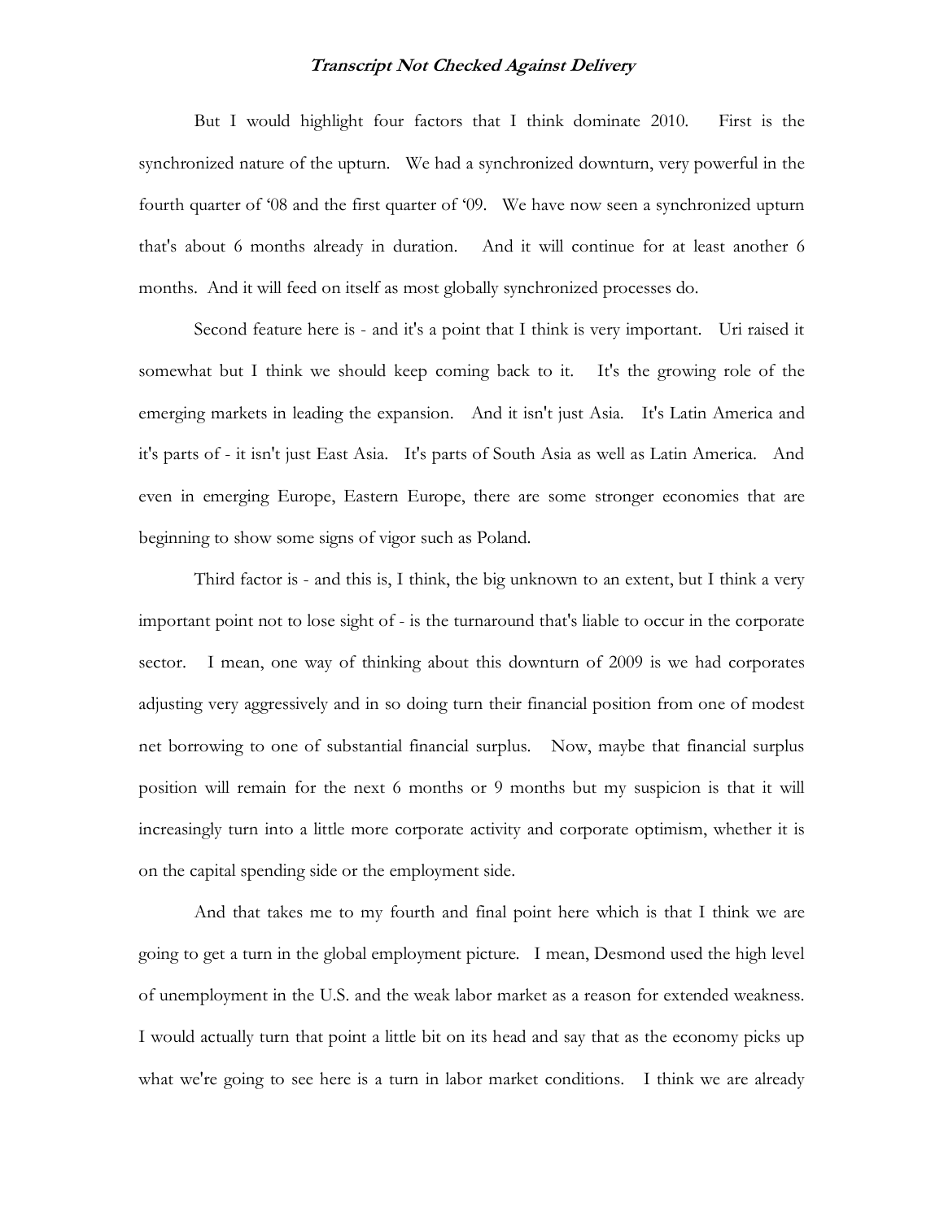But I would highlight four factors that I think dominate 2010. First is the synchronized nature of the upturn. We had a synchronized downturn, very powerful in the fourth quarter of '08 and the first quarter of '09. We have now seen a synchronized upturn that's about 6 months already in duration. And it will continue for at least another 6 months. And it will feed on itself as most globally synchronized processes do.

Second feature here is - and it's a point that I think is very important. Uri raised it somewhat but I think we should keep coming back to it. It's the growing role of the emerging markets in leading the expansion. And it isn't just Asia. It's Latin America and it's parts of - it isn't just East Asia. It's parts of South Asia as well as Latin America. And even in emerging Europe, Eastern Europe, there are some stronger economies that are beginning to show some signs of vigor such as Poland.

Third factor is - and this is, I think, the big unknown to an extent, but I think a very important point not to lose sight of - is the turnaround that's liable to occur in the corporate sector. I mean, one way of thinking about this downturn of 2009 is we had corporates adjusting very aggressively and in so doing turn their financial position from one of modest net borrowing to one of substantial financial surplus. Now, maybe that financial surplus position will remain for the next 6 months or 9 months but my suspicion is that it will increasingly turn into a little more corporate activity and corporate optimism, whether it is on the capital spending side or the employment side.

And that takes me to my fourth and final point here which is that I think we are going to get a turn in the global employment picture. I mean, Desmond used the high level of unemployment in the U.S. and the weak labor market as a reason for extended weakness. I would actually turn that point a little bit on its head and say that as the economy picks up what we're going to see here is a turn in labor market conditions. I think we are already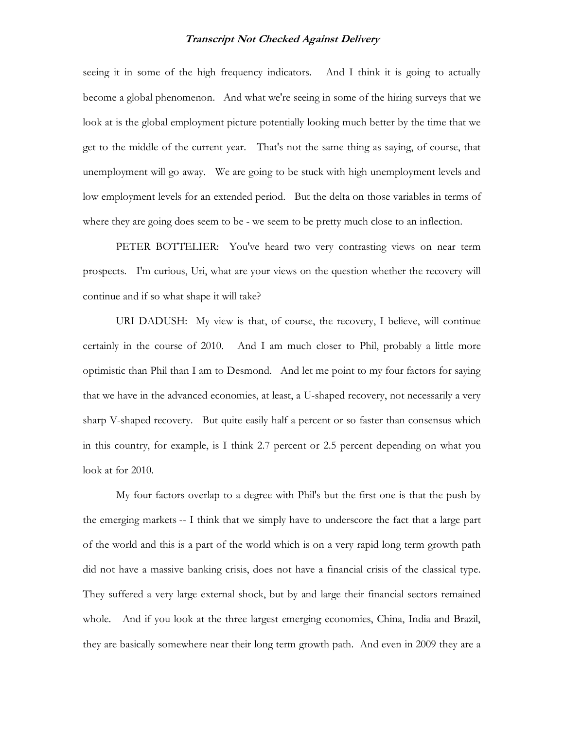seeing it in some of the high frequency indicators. And I think it is going to actually become a global phenomenon. And what we're seeing in some of the hiring surveys that we look at is the global employment picture potentially looking much better by the time that we get to the middle of the current year. That's not the same thing as saying, of course, that unemployment will go away. We are going to be stuck with high unemployment levels and low employment levels for an extended period. But the delta on those variables in terms of where they are going does seem to be - we seem to be pretty much close to an inflection.

PETER BOTTELIER: You've heard two very contrasting views on near term prospects. I'm curious, Uri, what are your views on the question whether the recovery will continue and if so what shape it will take?

URI DADUSH: My view is that, of course, the recovery, I believe, will continue certainly in the course of 2010. And I am much closer to Phil, probably a little more optimistic than Phil than I am to Desmond. And let me point to my four factors for saying that we have in the advanced economies, at least, a U-shaped recovery, not necessarily a very sharp V-shaped recovery. But quite easily half a percent or so faster than consensus which in this country, for example, is I think 2.7 percent or 2.5 percent depending on what you look at for 2010.

My four factors overlap to a degree with Phil's but the first one is that the push by the emerging markets -- I think that we simply have to underscore the fact that a large part of the world and this is a part of the world which is on a very rapid long term growth path did not have a massive banking crisis, does not have a financial crisis of the classical type. They suffered a very large external shock, but by and large their financial sectors remained whole. And if you look at the three largest emerging economies, China, India and Brazil, they are basically somewhere near their long term growth path. And even in 2009 they are a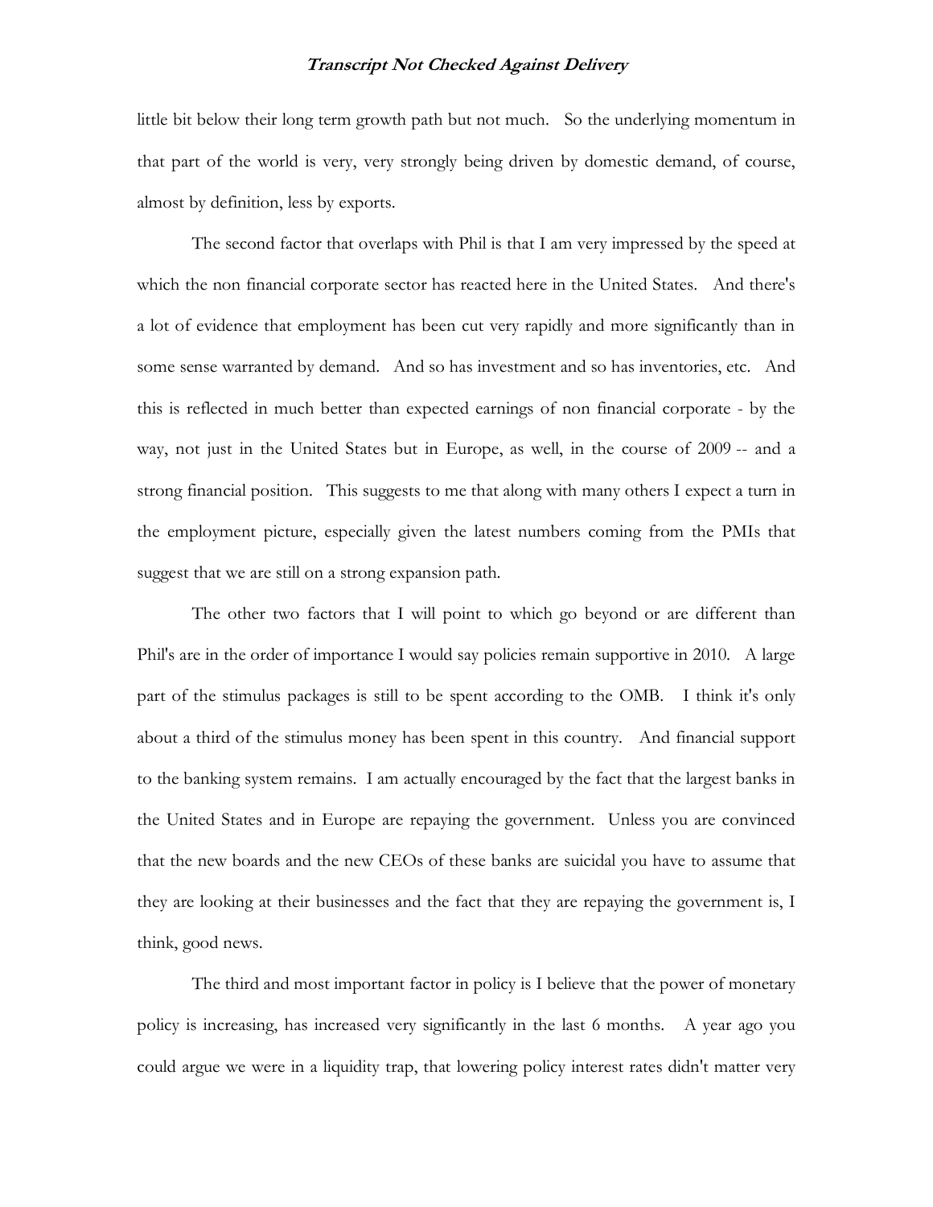little bit below their long term growth path but not much. So the underlying momentum in that part of the world is very, very strongly being driven by domestic demand, of course, almost by definition, less by exports.

The second factor that overlaps with Phil is that I am very impressed by the speed at which the non financial corporate sector has reacted here in the United States. And there's a lot of evidence that employment has been cut very rapidly and more significantly than in some sense warranted by demand. And so has investment and so has inventories, etc. And this is reflected in much better than expected earnings of non financial corporate - by the way, not just in the United States but in Europe, as well, in the course of 2009 -- and a strong financial position. This suggests to me that along with many others I expect a turn in the employment picture, especially given the latest numbers coming from the PMIs that suggest that we are still on a strong expansion path.

The other two factors that I will point to which go beyond or are different than Phil's are in the order of importance I would say policies remain supportive in 2010. A large part of the stimulus packages is still to be spent according to the OMB. I think it's only about a third of the stimulus money has been spent in this country. And financial support to the banking system remains. I am actually encouraged by the fact that the largest banks in the United States and in Europe are repaying the government. Unless you are convinced that the new boards and the new CEOs of these banks are suicidal you have to assume that they are looking at their businesses and the fact that they are repaying the government is, I think, good news.

The third and most important factor in policy is I believe that the power of monetary policy is increasing, has increased very significantly in the last 6 months. A year ago you could argue we were in a liquidity trap, that lowering policy interest rates didn't matter very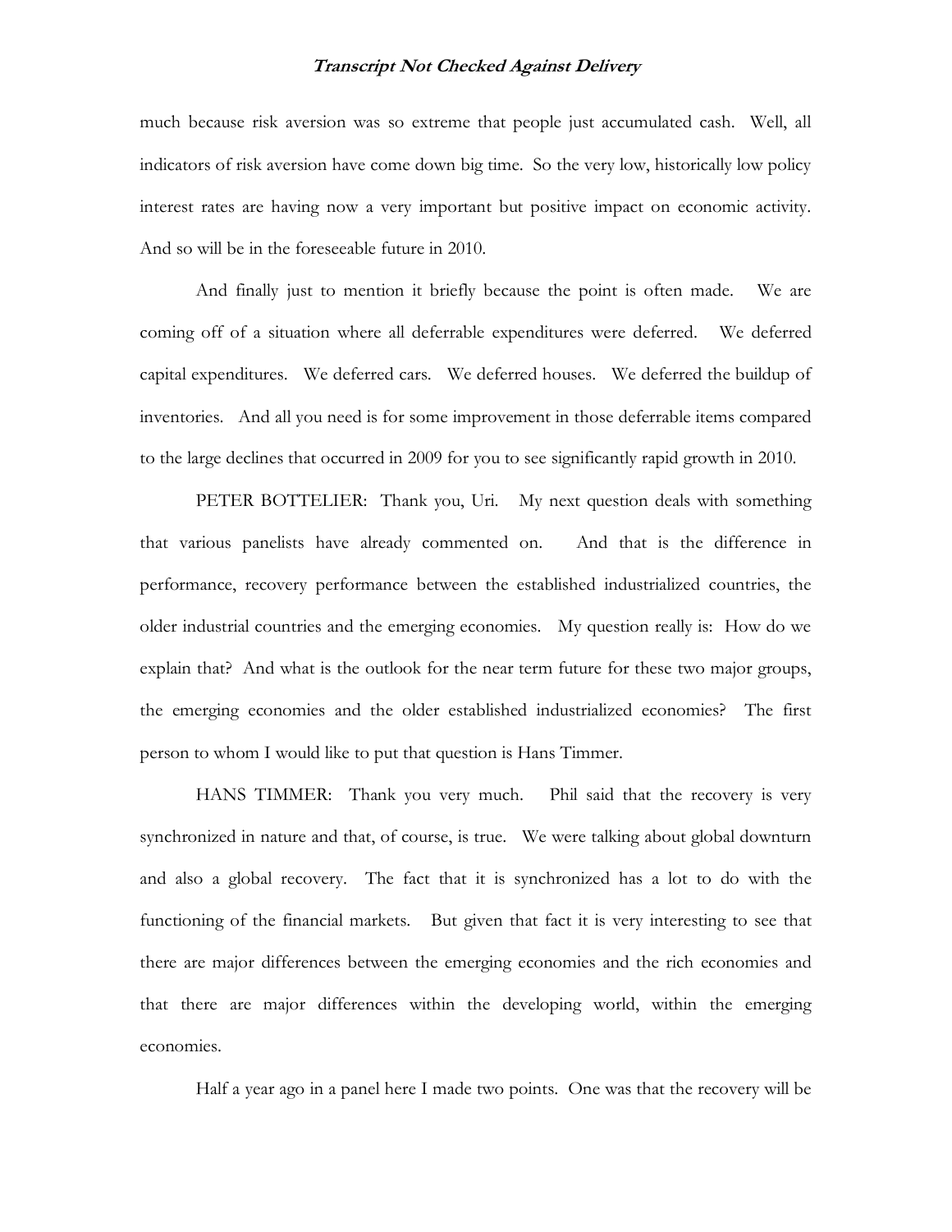much because risk aversion was so extreme that people just accumulated cash. Well, all indicators of risk aversion have come down big time. So the very low, historically low policy interest rates are having now a very important but positive impact on economic activity. And so will be in the foreseeable future in 2010.

And finally just to mention it briefly because the point is often made. We are coming off of a situation where all deferrable expenditures were deferred. We deferred capital expenditures. We deferred cars. We deferred houses. We deferred the buildup of inventories. And all you need is for some improvement in those deferrable items compared to the large declines that occurred in 2009 for you to see significantly rapid growth in 2010.

PETER BOTTELIER: Thank you, Uri. My next question deals with something that various panelists have already commented on. And that is the difference in performance, recovery performance between the established industrialized countries, the older industrial countries and the emerging economies. My question really is: How do we explain that? And what is the outlook for the near term future for these two major groups, the emerging economies and the older established industrialized economies? The first person to whom I would like to put that question is Hans Timmer.

HANS TIMMER: Thank you very much. Phil said that the recovery is very synchronized in nature and that, of course, is true. We were talking about global downturn and also a global recovery. The fact that it is synchronized has a lot to do with the functioning of the financial markets. But given that fact it is very interesting to see that there are major differences between the emerging economies and the rich economies and that there are major differences within the developing world, within the emerging economies.

Half a year ago in a panel here I made two points. One was that the recovery will be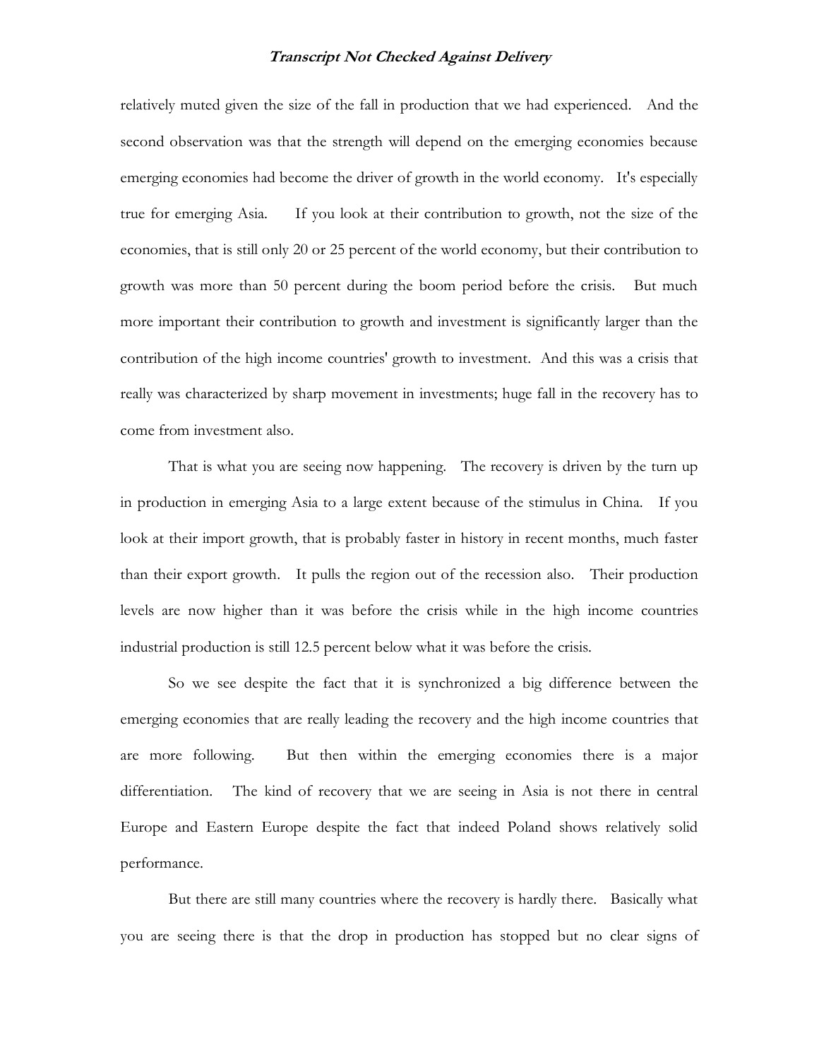relatively muted given the size of the fall in production that we had experienced. And the second observation was that the strength will depend on the emerging economies because emerging economies had become the driver of growth in the world economy. It's especially true for emerging Asia. If you look at their contribution to growth, not the size of the economies, that is still only 20 or 25 percent of the world economy, but their contribution to growth was more than 50 percent during the boom period before the crisis. But much more important their contribution to growth and investment is significantly larger than the contribution of the high income countries' growth to investment. And this was a crisis that really was characterized by sharp movement in investments; huge fall in the recovery has to come from investment also.

That is what you are seeing now happening. The recovery is driven by the turn up in production in emerging Asia to a large extent because of the stimulus in China. If you look at their import growth, that is probably faster in history in recent months, much faster than their export growth. It pulls the region out of the recession also. Their production levels are now higher than it was before the crisis while in the high income countries industrial production is still 12.5 percent below what it was before the crisis.

So we see despite the fact that it is synchronized a big difference between the emerging economies that are really leading the recovery and the high income countries that are more following. But then within the emerging economies there is a major differentiation. The kind of recovery that we are seeing in Asia is not there in central Europe and Eastern Europe despite the fact that indeed Poland shows relatively solid performance.

But there are still many countries where the recovery is hardly there. Basically what you are seeing there is that the drop in production has stopped but no clear signs of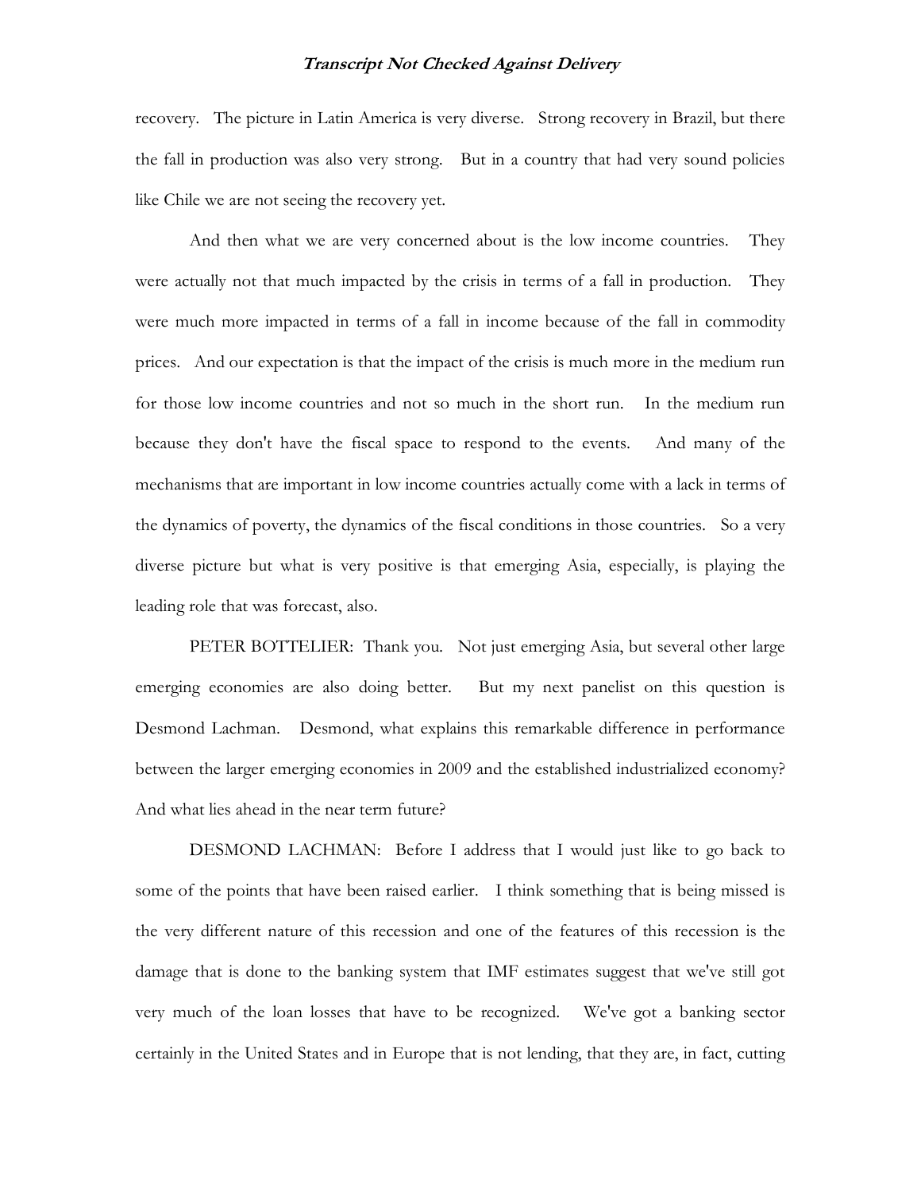recovery. The picture in Latin America is very diverse. Strong recovery in Brazil, but there the fall in production was also very strong. But in a country that had very sound policies like Chile we are not seeing the recovery yet.

And then what we are very concerned about is the low income countries. They were actually not that much impacted by the crisis in terms of a fall in production. They were much more impacted in terms of a fall in income because of the fall in commodity prices. And our expectation is that the impact of the crisis is much more in the medium run for those low income countries and not so much in the short run. In the medium run because they don't have the fiscal space to respond to the events. And many of the mechanisms that are important in low income countries actually come with a lack in terms of the dynamics of poverty, the dynamics of the fiscal conditions in those countries. So a very diverse picture but what is very positive is that emerging Asia, especially, is playing the leading role that was forecast, also.

PETER BOTTELIER: Thank you. Not just emerging Asia, but several other large emerging economies are also doing better. But my next panelist on this question is Desmond Lachman. Desmond, what explains this remarkable difference in performance between the larger emerging economies in 2009 and the established industrialized economy? And what lies ahead in the near term future?

DESMOND LACHMAN: Before I address that I would just like to go back to some of the points that have been raised earlier. I think something that is being missed is the very different nature of this recession and one of the features of this recession is the damage that is done to the banking system that IMF estimates suggest that we've still got very much of the loan losses that have to be recognized. We've got a banking sector certainly in the United States and in Europe that is not lending, that they are, in fact, cutting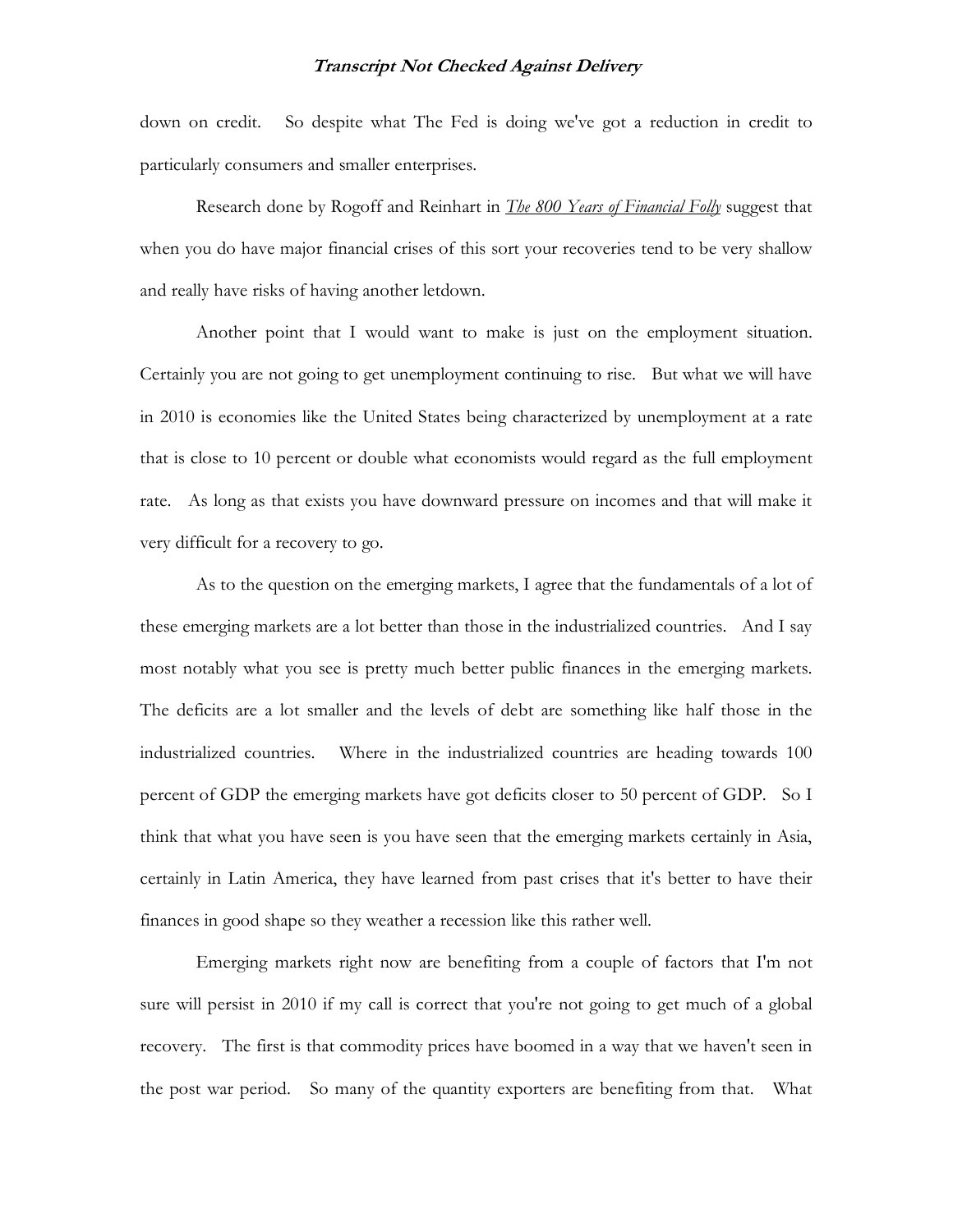down on credit. So despite what The Fed is doing we've got a reduction in credit to particularly consumers and smaller enterprises.

Research done by Rogoff and Reinhart in *The 800 Years of Financial Folly* suggest that when you do have major financial crises of this sort your recoveries tend to be very shallow and really have risks of having another letdown.

Another point that I would want to make is just on the employment situation. Certainly you are not going to get unemployment continuing to rise. But what we will have in 2010 is economies like the United States being characterized by unemployment at a rate that is close to 10 percent or double what economists would regard as the full employment rate. As long as that exists you have downward pressure on incomes and that will make it very difficult for a recovery to go.

As to the question on the emerging markets, I agree that the fundamentals of a lot of these emerging markets are a lot better than those in the industrialized countries. And I say most notably what you see is pretty much better public finances in the emerging markets. The deficits are a lot smaller and the levels of debt are something like half those in the industrialized countries. Where in the industrialized countries are heading towards 100 percent of GDP the emerging markets have got deficits closer to 50 percent of GDP. So I think that what you have seen is you have seen that the emerging markets certainly in Asia, certainly in Latin America, they have learned from past crises that it's better to have their finances in good shape so they weather a recession like this rather well.

Emerging markets right now are benefiting from a couple of factors that I'm not sure will persist in 2010 if my call is correct that you're not going to get much of a global recovery. The first is that commodity prices have boomed in a way that we haven't seen in the post war period. So many of the quantity exporters are benefiting from that. What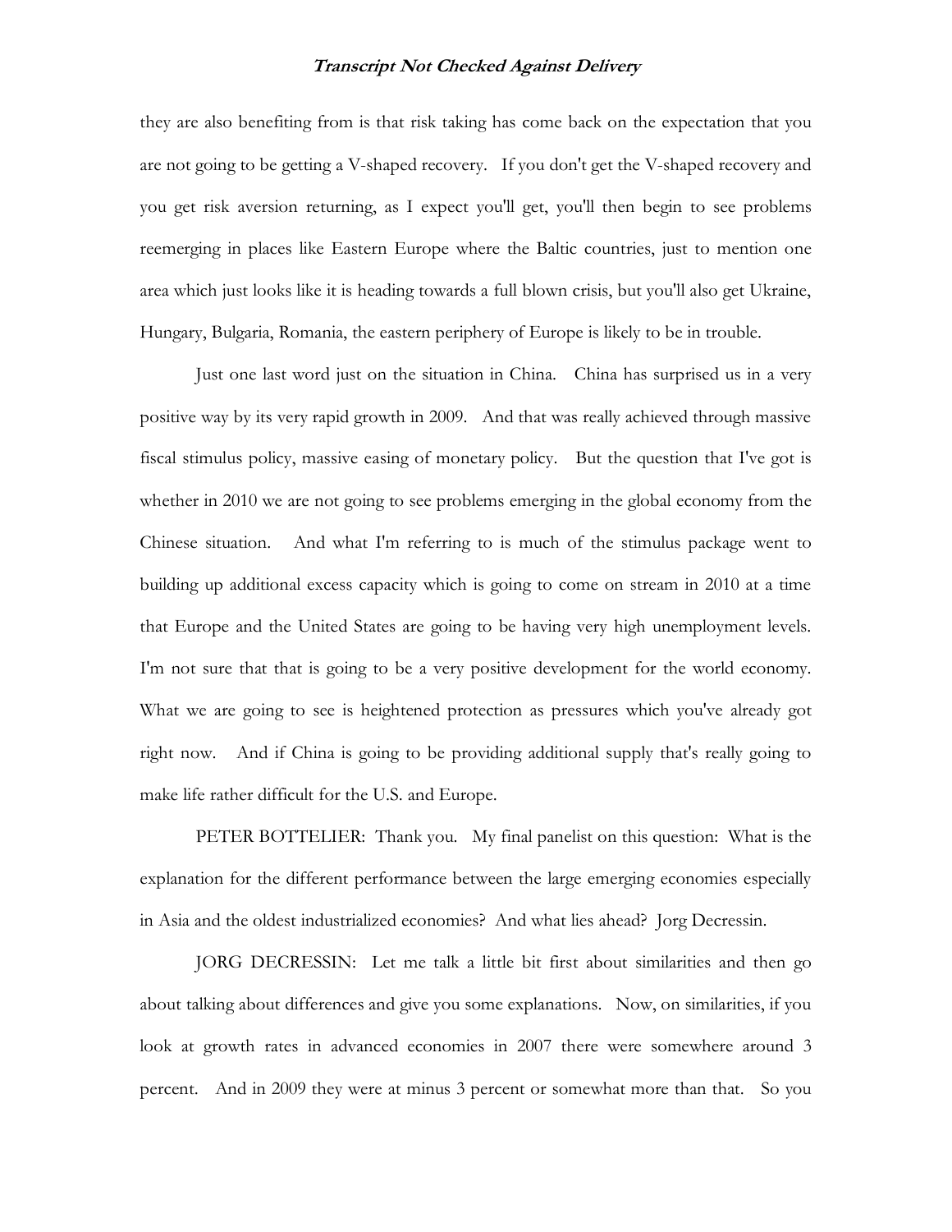they are also benefiting from is that risk taking has come back on the expectation that you are not going to be getting a V-shaped recovery. If you don't get the V-shaped recovery and you get risk aversion returning, as I expect you'll get, you'll then begin to see problems reemerging in places like Eastern Europe where the Baltic countries, just to mention one area which just looks like it is heading towards a full blown crisis, but you'll also get Ukraine, Hungary, Bulgaria, Romania, the eastern periphery of Europe is likely to be in trouble.

Just one last word just on the situation in China. China has surprised us in a very positive way by its very rapid growth in 2009. And that was really achieved through massive fiscal stimulus policy, massive easing of monetary policy. But the question that I've got is whether in 2010 we are not going to see problems emerging in the global economy from the Chinese situation. And what I'm referring to is much of the stimulus package went to building up additional excess capacity which is going to come on stream in 2010 at a time that Europe and the United States are going to be having very high unemployment levels. I'm not sure that that is going to be a very positive development for the world economy. What we are going to see is heightened protection as pressures which you've already got right now. And if China is going to be providing additional supply that's really going to make life rather difficult for the U.S. and Europe.

PETER BOTTELIER: Thank you. My final panelist on this question: What is the explanation for the different performance between the large emerging economies especially in Asia and the oldest industrialized economies? And what lies ahead? Jorg Decressin.

JORG DECRESSIN: Let me talk a little bit first about similarities and then go about talking about differences and give you some explanations. Now, on similarities, if you look at growth rates in advanced economies in 2007 there were somewhere around 3 percent. And in 2009 they were at minus 3 percent or somewhat more than that. So you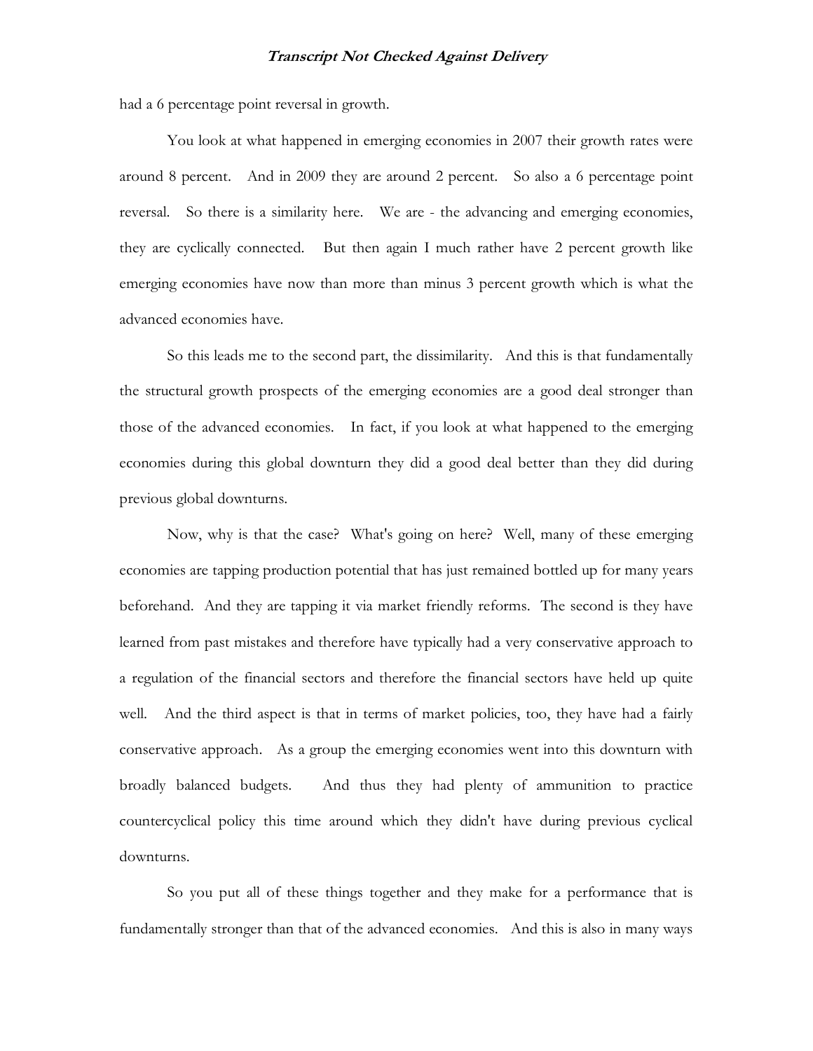had a 6 percentage point reversal in growth.

You look at what happened in emerging economies in 2007 their growth rates were around 8 percent. And in 2009 they are around 2 percent. So also a 6 percentage point reversal. So there is a similarity here. We are - the advancing and emerging economies, they are cyclically connected. But then again I much rather have 2 percent growth like emerging economies have now than more than minus 3 percent growth which is what the advanced economies have.

So this leads me to the second part, the dissimilarity. And this is that fundamentally the structural growth prospects of the emerging economies are a good deal stronger than those of the advanced economies. In fact, if you look at what happened to the emerging economies during this global downturn they did a good deal better than they did during previous global downturns.

Now, why is that the case? What's going on here? Well, many of these emerging economies are tapping production potential that has just remained bottled up for many years beforehand. And they are tapping it via market friendly reforms. The second is they have learned from past mistakes and therefore have typically had a very conservative approach to a regulation of the financial sectors and therefore the financial sectors have held up quite well. And the third aspect is that in terms of market policies, too, they have had a fairly conservative approach. As a group the emerging economies went into this downturn with broadly balanced budgets. And thus they had plenty of ammunition to practice countercyclical policy this time around which they didn't have during previous cyclical downturns.

So you put all of these things together and they make for a performance that is fundamentally stronger than that of the advanced economies. And this is also in many ways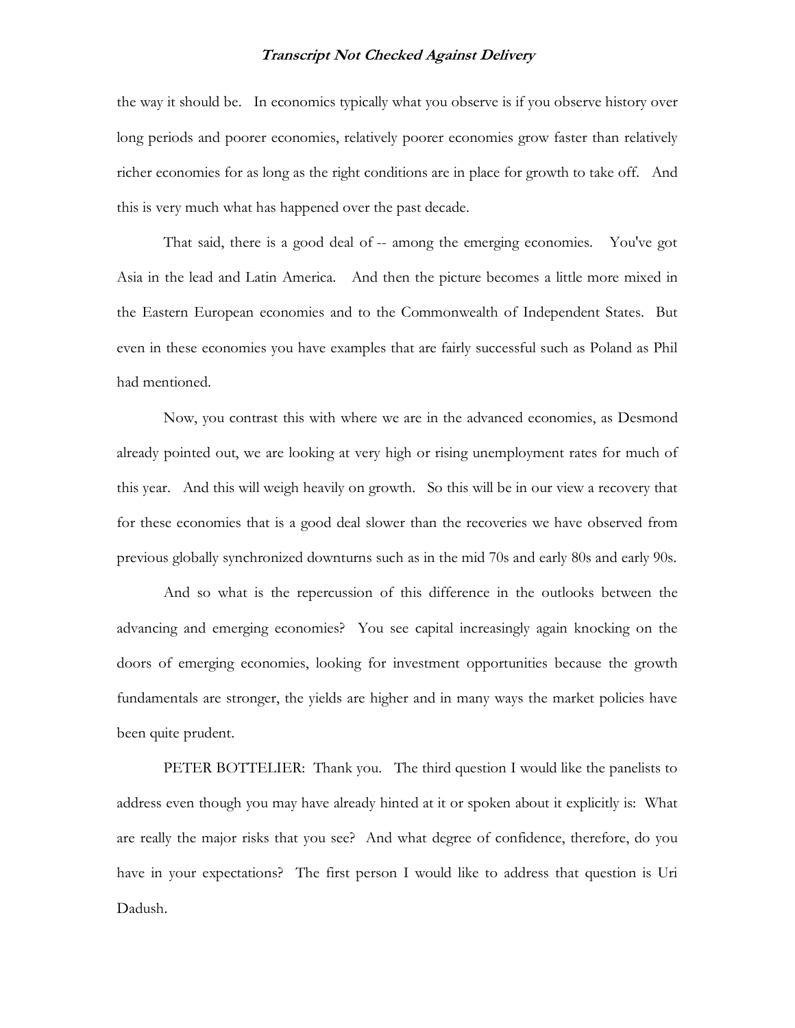the way it should be. In economics typically what you observe is if you observe history over long periods and poorer economies, relatively poorer economies grow faster than relatively richer economies for as long as the right conditions are in place for growth to take off. And this is very much what has happened over the past decade.

That said, there is a good deal of -- among the emerging economies. You've got Asia in the lead and Latin America. And then the picture becomes a little more mixed in the Eastern European economies and to the Commonwealth of Independent States. But even in these economies you have examples that are fairly successful such as Poland as Phil had mentioned.

Now, you contrast this with where we are in the advanced economies, as Desmond already pointed out, we are looking at very high or rising unemployment rates for much of this year. And this will weigh heavily on growth. So this will be in our view a recovery that for these economies that is a good deal slower than the recoveries we have observed from previous globally synchronized downturns such as in the mid 70s and early 80s and early 90s.

And so what is the repercussion of this difference in the outlooks between the advancing and emerging economies? You see capital increasingly again knocking on the doors of emerging economies, looking for investment opportunities because the growth fundamentals are stronger, the yields are higher and in many ways the market policies have been quite prudent.

PETER BOTTELIER: Thank you. The third question I would like the panelists to address even though you may have already hinted at it or spoken about it explicitly is: What are really the major risks that you see? And what degree of confidence, therefore, do you have in your expectations? The first person I would like to address that question is Uri Dadush.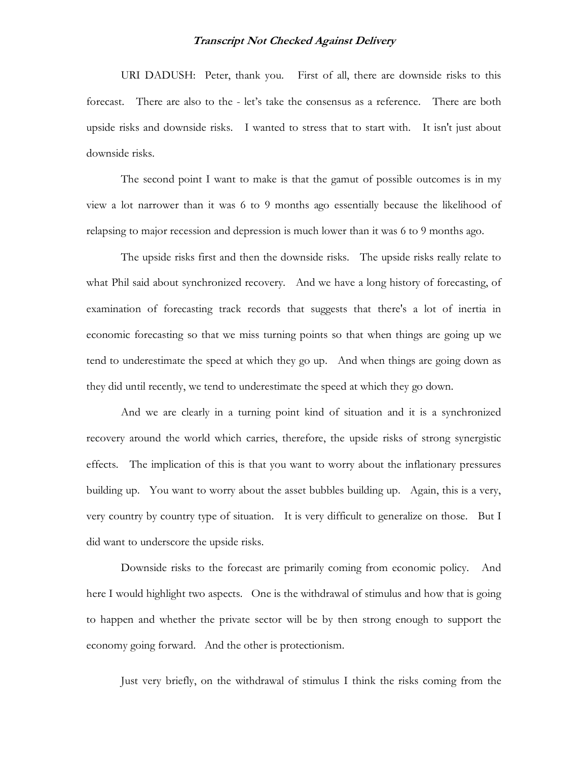URI DADUSH: Peter, thank you. First of all, there are downside risks to this forecast. There are also to the - let's take the consensus as a reference. There are both upside risks and downside risks. I wanted to stress that to start with. It isn't just about downside risks.

The second point I want to make is that the gamut of possible outcomes is in my view a lot narrower than it was 6 to 9 months ago essentially because the likelihood of relapsing to major recession and depression is much lower than it was 6 to 9 months ago.

The upside risks first and then the downside risks. The upside risks really relate to what Phil said about synchronized recovery. And we have a long history of forecasting, of examination of forecasting track records that suggests that there's a lot of inertia in economic forecasting so that we miss turning points so that when things are going up we tend to underestimate the speed at which they go up. And when things are going down as they did until recently, we tend to underestimate the speed at which they go down.

And we are clearly in a turning point kind of situation and it is a synchronized recovery around the world which carries, therefore, the upside risks of strong synergistic effects. The implication of this is that you want to worry about the inflationary pressures building up. You want to worry about the asset bubbles building up. Again, this is a very, very country by country type of situation. It is very difficult to generalize on those. But I did want to underscore the upside risks.

Downside risks to the forecast are primarily coming from economic policy. And here I would highlight two aspects. One is the withdrawal of stimulus and how that is going to happen and whether the private sector will be by then strong enough to support the economy going forward. And the other is protectionism.

Just very briefly, on the withdrawal of stimulus I think the risks coming from the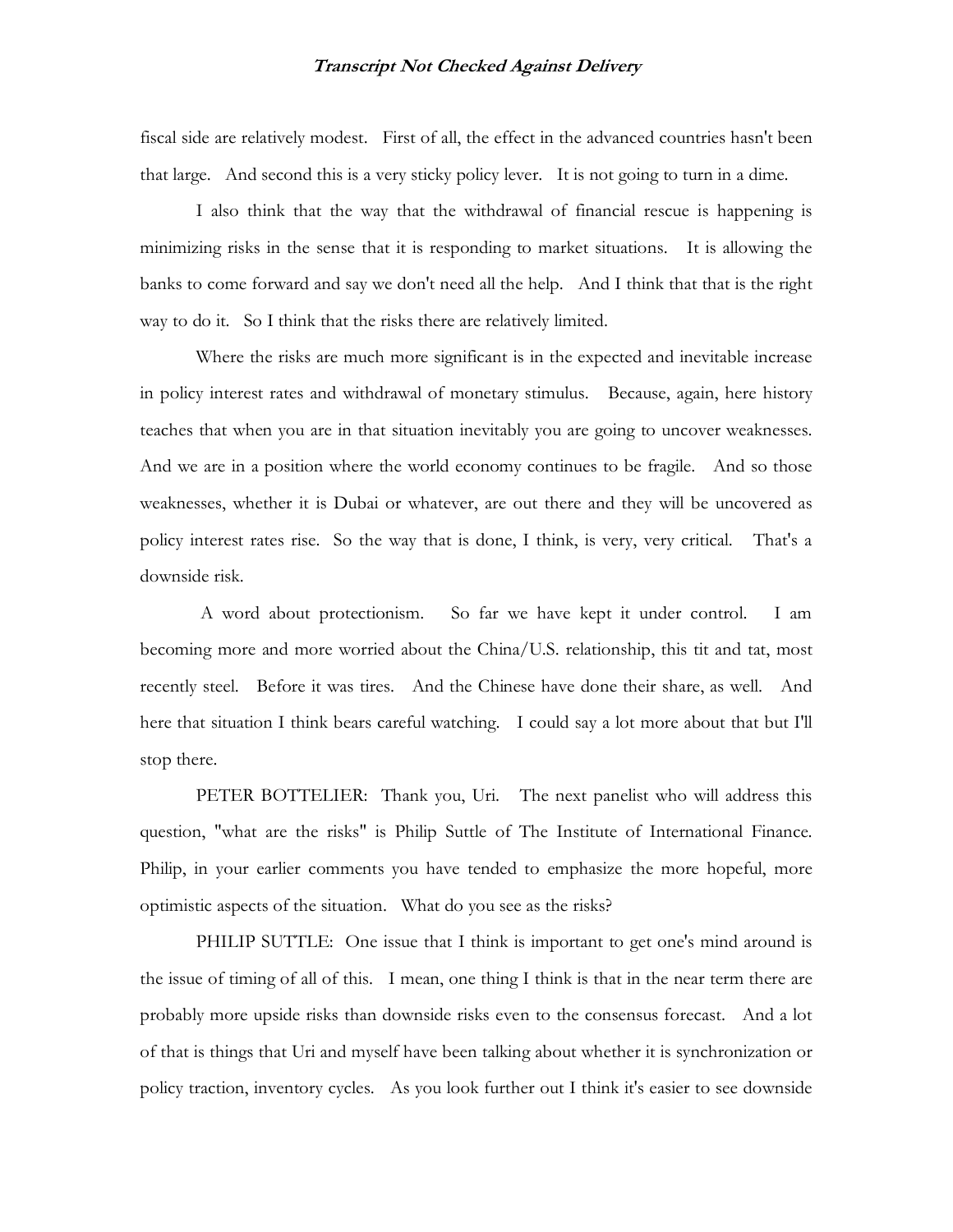fiscal side are relatively modest. First of all, the effect in the advanced countries hasn't been that large. And second this is a very sticky policy lever. It is not going to turn in a dime.

I also think that the way that the withdrawal of financial rescue is happening is minimizing risks in the sense that it is responding to market situations. It is allowing the banks to come forward and say we don't need all the help. And I think that that is the right way to do it. So I think that the risks there are relatively limited.

Where the risks are much more significant is in the expected and inevitable increase in policy interest rates and withdrawal of monetary stimulus. Because, again, here history teaches that when you are in that situation inevitably you are going to uncover weaknesses. And we are in a position where the world economy continues to be fragile. And so those weaknesses, whether it is Dubai or whatever, are out there and they will be uncovered as policy interest rates rise. So the way that is done, I think, is very, very critical. That's a downside risk.

A word about protectionism. So far we have kept it under control. I am becoming more and more worried about the China/U.S. relationship, this tit and tat, most recently steel. Before it was tires. And the Chinese have done their share, as well. And here that situation I think bears careful watching. I could say a lot more about that but I'll stop there.

PETER BOTTELIER: Thank you, Uri. The next panelist who will address this question, "what are the risks" is Philip Suttle of The Institute of International Finance. Philip, in your earlier comments you have tended to emphasize the more hopeful, more optimistic aspects of the situation. What do you see as the risks?

PHILIP SUTTLE: One issue that I think is important to get one's mind around is the issue of timing of all of this. I mean, one thing I think is that in the near term there are probably more upside risks than downside risks even to the consensus forecast. And a lot of that is things that Uri and myself have been talking about whether it is synchronization or policy traction, inventory cycles. As you look further out I think it's easier to see downside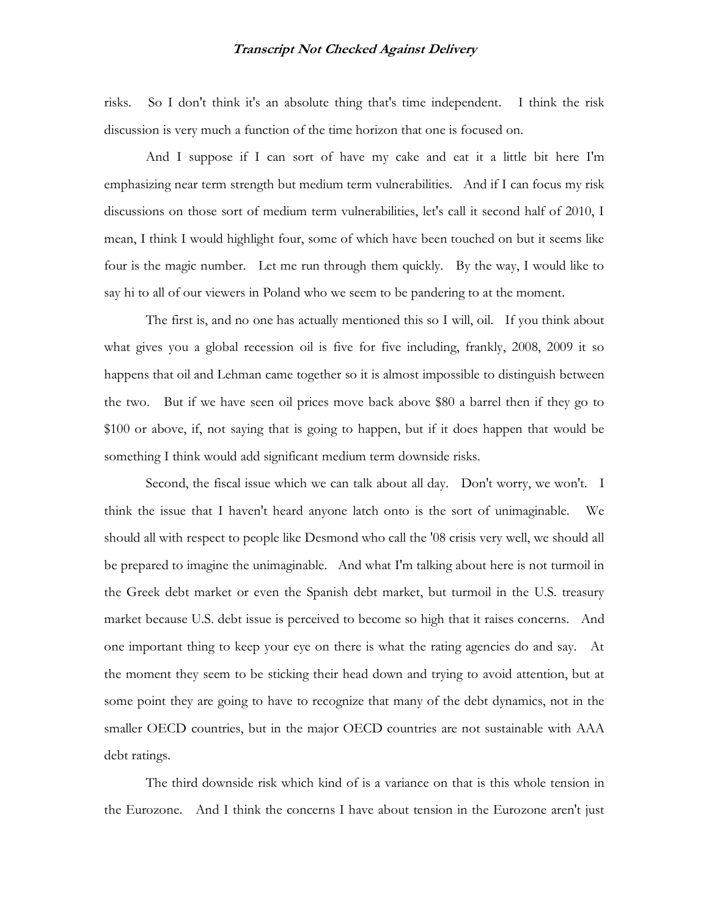risks. So I don't think it's an absolute thing that's time independent. I think the risk discussion is very much a function of the time horizon that one is focused on.

And I suppose if I can sort of have my cake and eat it a little bit here I'm emphasizing near term strength but medium term vulnerabilities. And if I can focus my risk discussions on those sort of medium term vulnerabilities, let's call it second half of 2010, I mean, I think I would highlight four, some of which have been touched on but it seems like four is the magic number. Let me run through them quickly. By the way, I would like to say hi to all of our viewers in Poland who we seem to be pandering to at the moment.

The first is, and no one has actually mentioned this so I will, oil. If you think about what gives you a global recession oil is five for five including, frankly, 2008, 2009 it so happens that oil and Lehman came together so it is almost impossible to distinguish between the two. But if we have seen oil prices move back above $80 a barrel then if they go to $100 or above, if, not saying that is going to happen, but if it does happen that would be something I think would add significant medium term downside risks.

Second, the fiscal issue which we can talk about all day. Don't worry, we won't. I think the issue that I haven't heard anyone latch onto is the sort of unimaginable. We should all with respect to people like Desmond who call the '08 crisis very well, we should all be prepared to imagine the unimaginable. And what I'm talking about here is not turmoil in the Greek debt market or even the Spanish debt market, but turmoil in the U.S. treasury market because U.S. debt issue is perceived to become so high that it raises concerns. And one important thing to keep your eye on there is what the rating agencies do and say. At the moment they seem to be sticking their head down and trying to avoid attention, but at some point they are going to have to recognize that many of the debt dynamics, not in the smaller OECD countries, but in the major OECD countries are not sustainable with AAA debt ratings.

The third downside risk which kind of is a variance on that is this whole tension in the Eurozone. And I think the concerns I have about tension in the Eurozone aren't just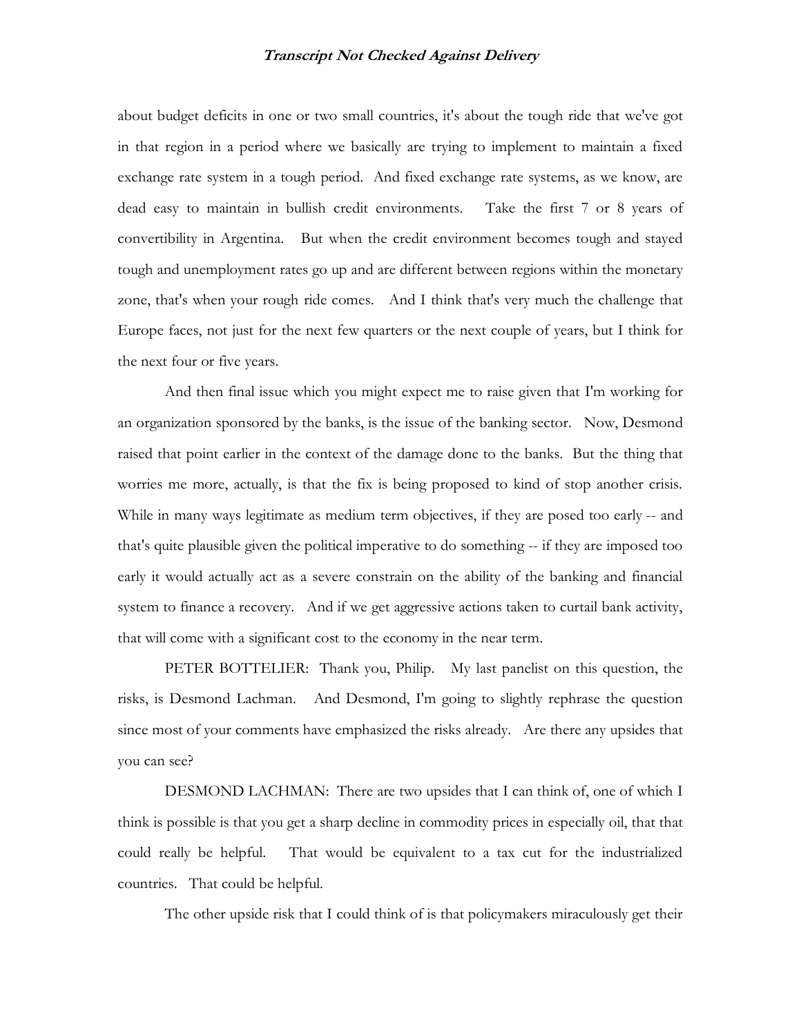about budget deficits in one or two small countries, it's about the tough ride that we've got in that region in a period where we basically are trying to implement to maintain a fixed exchange rate system in a tough period. And fixed exchange rate systems, as we know, are dead easy to maintain in bullish credit environments. Take the first 7 or 8 years of convertibility in Argentina. But when the credit environment becomes tough and stayed tough and unemployment rates go up and are different between regions within the monetary zone, that's when your rough ride comes. And I think that's very much the challenge that Europe faces, not just for the next few quarters or the next couple of years, but I think for the next four or five years.

And then final issue which you might expect me to raise given that I'm working for an organization sponsored by the banks, is the issue of the banking sector. Now, Desmond raised that point earlier in the context of the damage done to the banks. But the thing that worries me more, actually, is that the fix is being proposed to kind of stop another crisis. While in many ways legitimate as medium term objectives, if they are posed too early -- and that's quite plausible given the political imperative to do something -- if they are imposed too early it would actually act as a severe constrain on the ability of the banking and financial system to finance a recovery. And if we get aggressive actions taken to curtail bank activity, that will come with a significant cost to the economy in the near term.

PETER BOTTELIER: Thank you, Philip. My last panelist on this question, the risks, is Desmond Lachman. And Desmond, I'm going to slightly rephrase the question since most of your comments have emphasized the risks already. Are there any upsides that you can see?

DESMOND LACHMAN: There are two upsides that I can think of, one of which I think is possible is that you get a sharp decline in commodity prices in especially oil, that that could really be helpful. That would be equivalent to a tax cut for the industrialized countries. That could be helpful.

The other upside risk that I could think of is that policymakers miraculously get their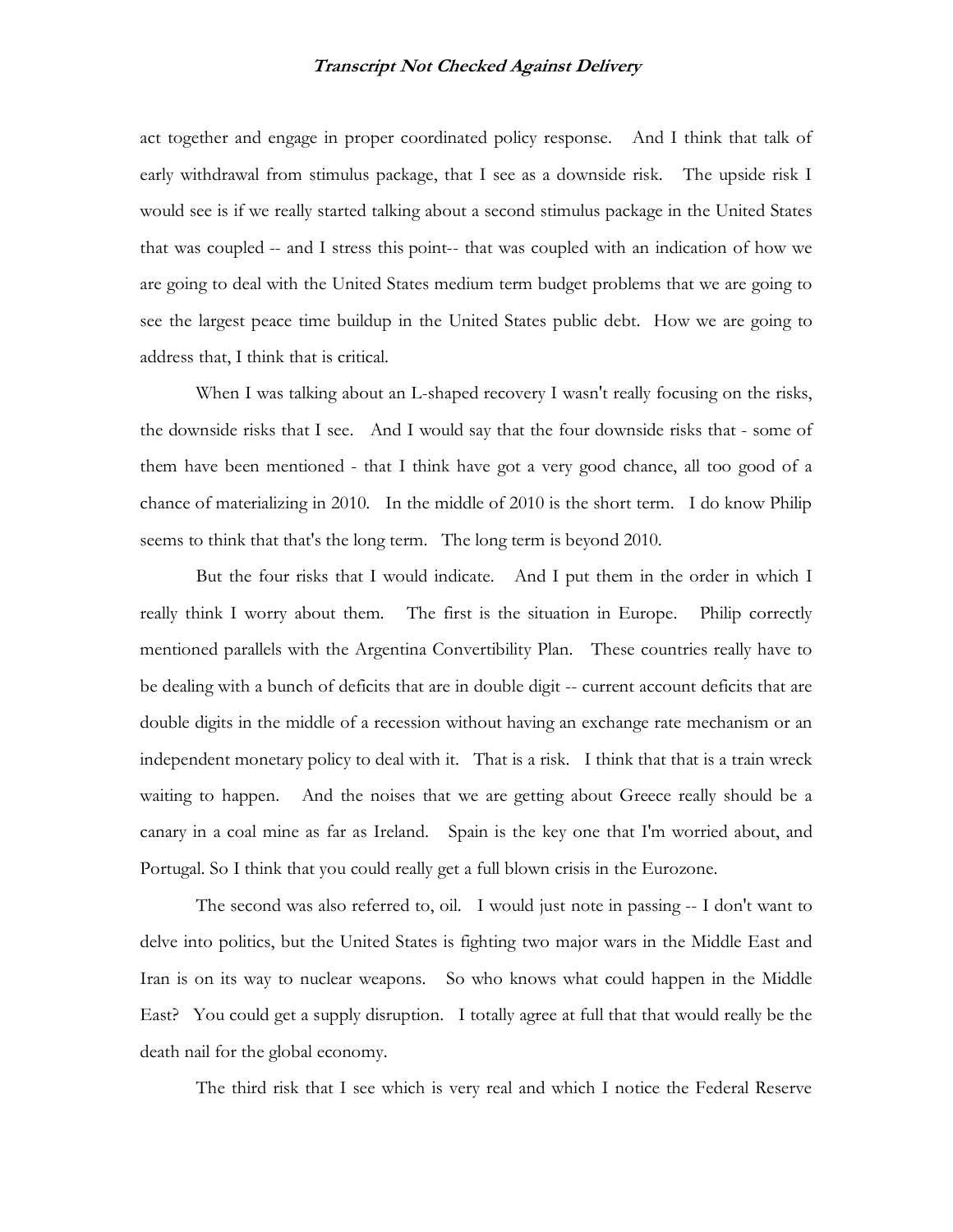act together and engage in proper coordinated policy response. And I think that talk of early withdrawal from stimulus package, that I see as a downside risk. The upside risk I would see is if we really started talking about a second stimulus package in the United States that was coupled -- and I stress this point-- that was coupled with an indication of how we are going to deal with the United States medium term budget problems that we are going to see the largest peace time buildup in the United States public debt. How we are going to address that, I think that is critical.

When I was talking about an L-shaped recovery I wasn't really focusing on the risks, the downside risks that I see. And I would say that the four downside risks that - some of them have been mentioned - that I think have got a very good chance, all too good of a chance of materializing in 2010. In the middle of 2010 is the short term. I do know Philip seems to think that that's the long term. The long term is beyond 2010.

But the four risks that I would indicate. And I put them in the order in which I really think I worry about them. The first is the situation in Europe. Philip correctly mentioned parallels with the Argentina Convertibility Plan. These countries really have to be dealing with a bunch of deficits that are in double digit -- current account deficits that are double digits in the middle of a recession without having an exchange rate mechanism or an independent monetary policy to deal with it. That is a risk. I think that that is a train wreck waiting to happen. And the noises that we are getting about Greece really should be a canary in a coal mine as far as Ireland. Spain is the key one that I'm worried about, and Portugal. So I think that you could really get a full blown crisis in the Eurozone.

The second was also referred to, oil. I would just note in passing -- I don't want to delve into politics, but the United States is fighting two major wars in the Middle East and Iran is on its way to nuclear weapons. So who knows what could happen in the Middle East? You could get a supply disruption. I totally agree at full that that would really be the death nail for the global economy.

The third risk that I see which is very real and which I notice the Federal Reserve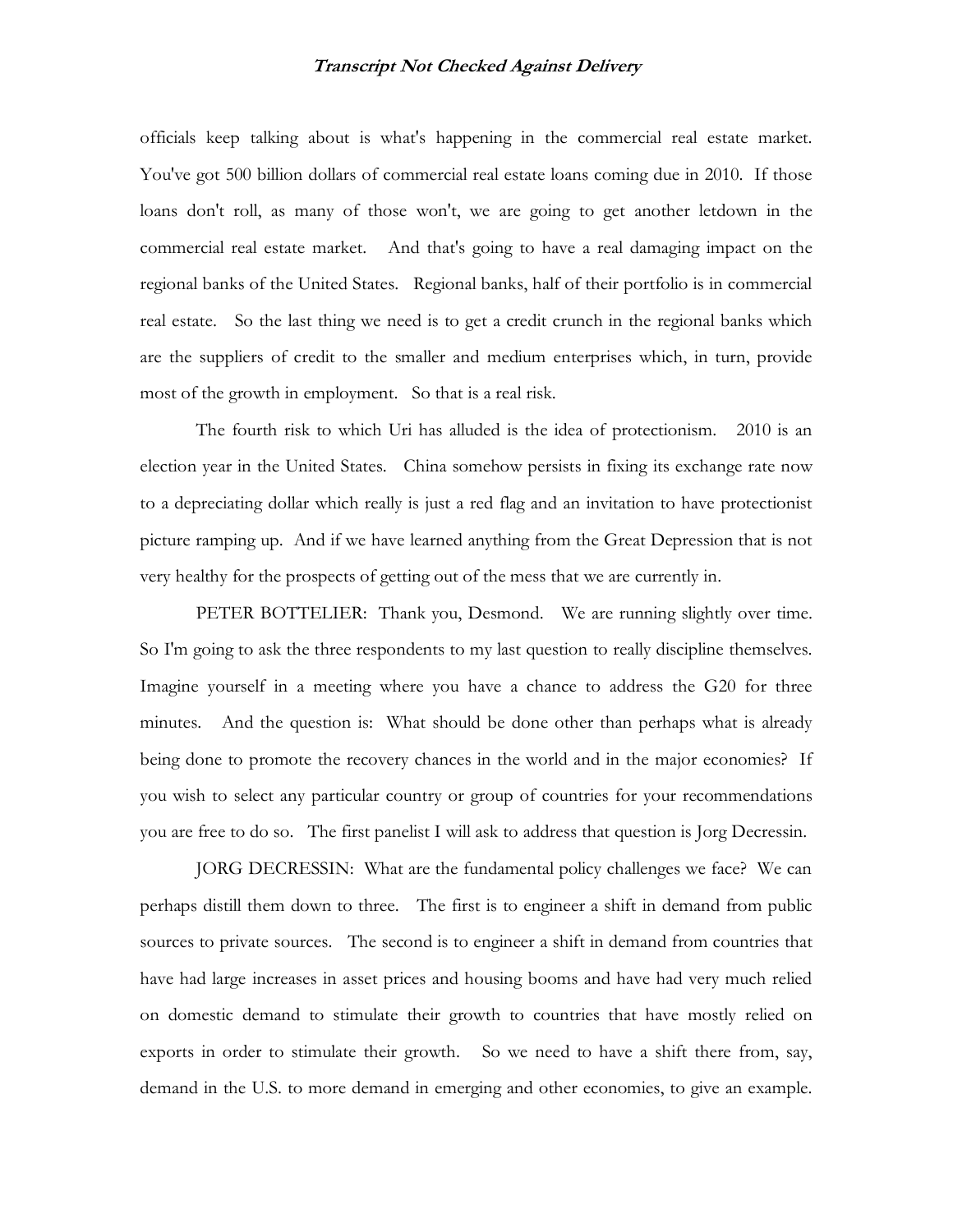officials keep talking about is what's happening in the commercial real estate market. You've got 500 billion dollars of commercial real estate loans coming due in 2010. If those loans don't roll, as many of those won't, we are going to get another letdown in the commercial real estate market. And that's going to have a real damaging impact on the regional banks of the United States. Regional banks, half of their portfolio is in commercial real estate. So the last thing we need is to get a credit crunch in the regional banks which are the suppliers of credit to the smaller and medium enterprises which, in turn, provide most of the growth in employment. So that is a real risk.

The fourth risk to which Uri has alluded is the idea of protectionism. 2010 is an election year in the United States. China somehow persists in fixing its exchange rate now to a depreciating dollar which really is just a red flag and an invitation to have protectionist picture ramping up. And if we have learned anything from the Great Depression that is not very healthy for the prospects of getting out of the mess that we are currently in.

PETER BOTTELIER: Thank you, Desmond. We are running slightly over time. So I'm going to ask the three respondents to my last question to really discipline themselves. Imagine yourself in a meeting where you have a chance to address the G20 for three minutes. And the question is: What should be done other than perhaps what is already being done to promote the recovery chances in the world and in the major economies? If you wish to select any particular country or group of countries for your recommendations you are free to do so. The first panelist I will ask to address that question is Jorg Decressin.

JORG DECRESSIN: What are the fundamental policy challenges we face? We can perhaps distill them down to three. The first is to engineer a shift in demand from public sources to private sources. The second is to engineer a shift in demand from countries that have had large increases in asset prices and housing booms and have had very much relied on domestic demand to stimulate their growth to countries that have mostly relied on exports in order to stimulate their growth. So we need to have a shift there from, say, demand in the U.S. to more demand in emerging and other economies, to give an example.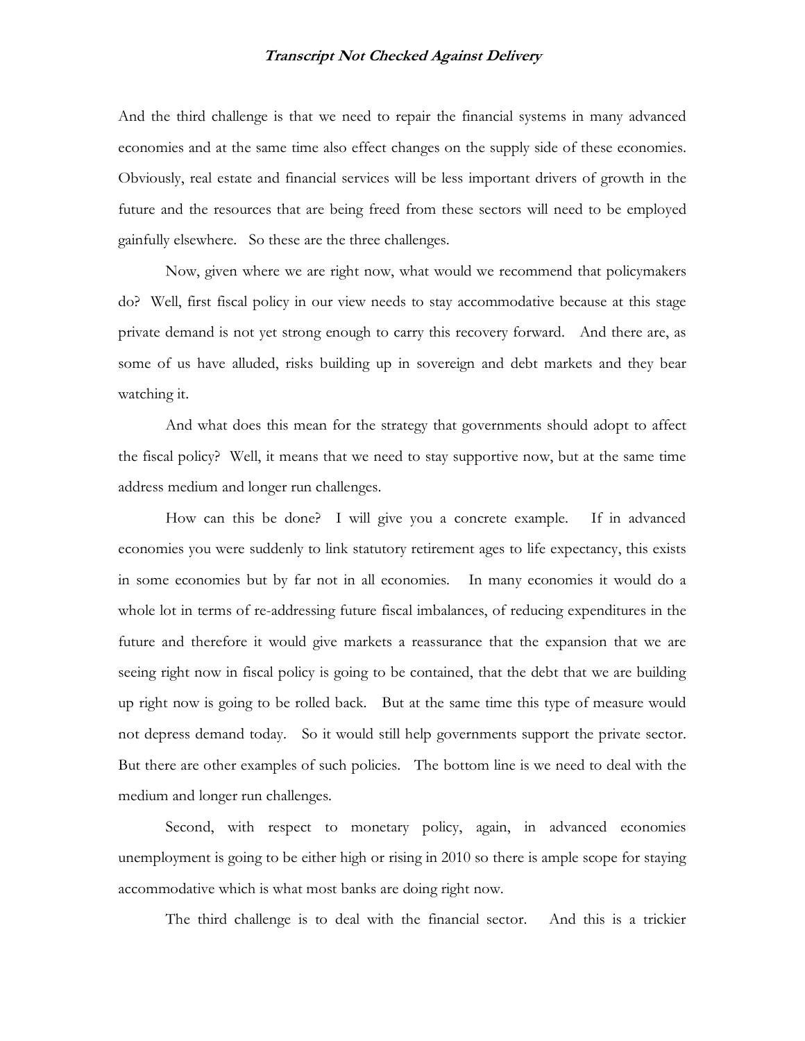And the third challenge is that we need to repair the financial systems in many advanced economies and at the same time also effect changes on the supply side of these economies. Obviously, real estate and financial services will be less important drivers of growth in the future and the resources that are being freed from these sectors will need to be employed gainfully elsewhere. So these are the three challenges.

Now, given where we are right now, what would we recommend that policymakers do? Well, first fiscal policy in our view needs to stay accommodative because at this stage private demand is not yet strong enough to carry this recovery forward. And there are, as some of us have alluded, risks building up in sovereign and debt markets and they bear watching it.

And what does this mean for the strategy that governments should adopt to affect the fiscal policy? Well, it means that we need to stay supportive now, but at the same time address medium and longer run challenges.

How can this be done? I will give you a concrete example. If in advanced economies you were suddenly to link statutory retirement ages to life expectancy, this exists in some economies but by far not in all economies. In many economies it would do a whole lot in terms of re-addressing future fiscal imbalances, of reducing expenditures in the future and therefore it would give markets a reassurance that the expansion that we are seeing right now in fiscal policy is going to be contained, that the debt that we are building up right now is going to be rolled back. But at the same time this type of measure would not depress demand today. So it would still help governments support the private sector. But there are other examples of such policies. The bottom line is we need to deal with the medium and longer run challenges.

Second, with respect to monetary policy, again, in advanced economies unemployment is going to be either high or rising in 2010 so there is ample scope for staying accommodative which is what most banks are doing right now.

The third challenge is to deal with the financial sector. And this is a trickier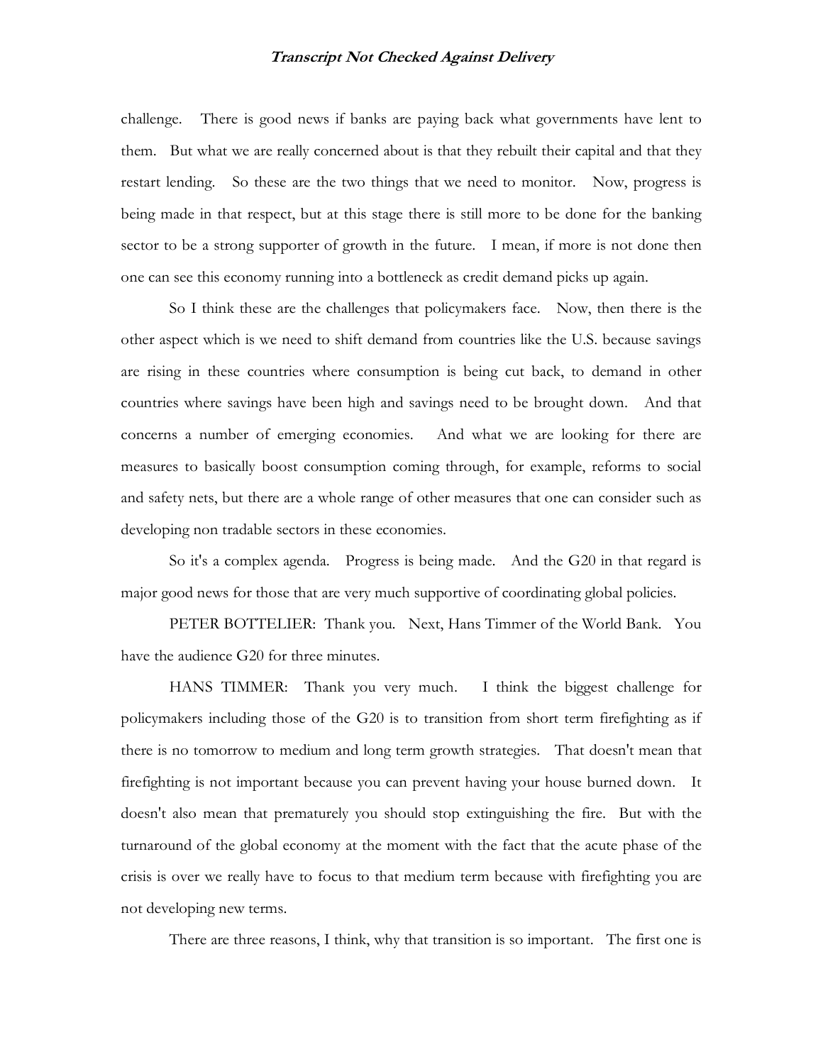challenge. There is good news if banks are paying back what governments have lent to them. But what we are really concerned about is that they rebuilt their capital and that they restart lending. So these are the two things that we need to monitor. Now, progress is being made in that respect, but at this stage there is still more to be done for the banking sector to be a strong supporter of growth in the future. I mean, if more is not done then one can see this economy running into a bottleneck as credit demand picks up again.

So I think these are the challenges that policymakers face. Now, then there is the other aspect which is we need to shift demand from countries like the U.S. because savings are rising in these countries where consumption is being cut back, to demand in other countries where savings have been high and savings need to be brought down. And that concerns a number of emerging economies. And what we are looking for there are measures to basically boost consumption coming through, for example, reforms to social and safety nets, but there are a whole range of other measures that one can consider such as developing non tradable sectors in these economies.

So it's a complex agenda. Progress is being made. And the G20 in that regard is major good news for those that are very much supportive of coordinating global policies.

PETER BOTTELIER: Thank you. Next, Hans Timmer of the World Bank. You have the audience G20 for three minutes.

HANS TIMMER: Thank you very much. I think the biggest challenge for policymakers including those of the G20 is to transition from short term firefighting as if there is no tomorrow to medium and long term growth strategies. That doesn't mean that firefighting is not important because you can prevent having your house burned down. It doesn't also mean that prematurely you should stop extinguishing the fire. But with the turnaround of the global economy at the moment with the fact that the acute phase of the crisis is over we really have to focus to that medium term because with firefighting you are not developing new terms.

There are three reasons, I think, why that transition is so important. The first one is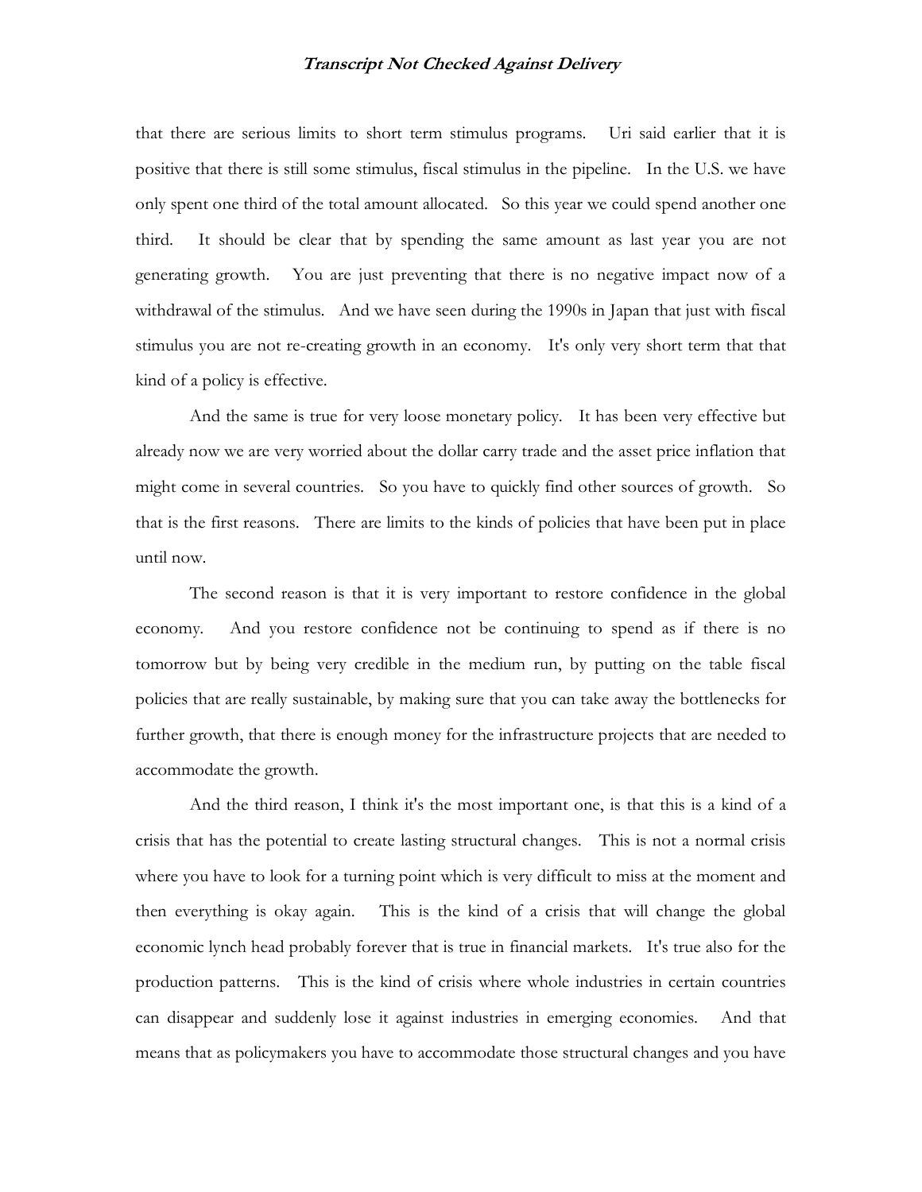that there are serious limits to short term stimulus programs. Uri said earlier that it is positive that there is still some stimulus, fiscal stimulus in the pipeline. In the U.S. we have only spent one third of the total amount allocated. So this year we could spend another one third. It should be clear that by spending the same amount as last year you are not generating growth. You are just preventing that there is no negative impact now of a withdrawal of the stimulus. And we have seen during the 1990s in Japan that just with fiscal stimulus you are not re-creating growth in an economy. It's only very short term that that kind of a policy is effective.

And the same is true for very loose monetary policy. It has been very effective but already now we are very worried about the dollar carry trade and the asset price inflation that might come in several countries. So you have to quickly find other sources of growth. So that is the first reasons. There are limits to the kinds of policies that have been put in place until now.

The second reason is that it is very important to restore confidence in the global economy. And you restore confidence not be continuing to spend as if there is no tomorrow but by being very credible in the medium run, by putting on the table fiscal policies that are really sustainable, by making sure that you can take away the bottlenecks for further growth, that there is enough money for the infrastructure projects that are needed to accommodate the growth.

And the third reason, I think it's the most important one, is that this is a kind of a crisis that has the potential to create lasting structural changes. This is not a normal crisis where you have to look for a turning point which is very difficult to miss at the moment and then everything is okay again. This is the kind of a crisis that will change the global economic lynch head probably forever that is true in financial markets. It's true also for the production patterns. This is the kind of crisis where whole industries in certain countries can disappear and suddenly lose it against industries in emerging economies. And that means that as policymakers you have to accommodate those structural changes and you have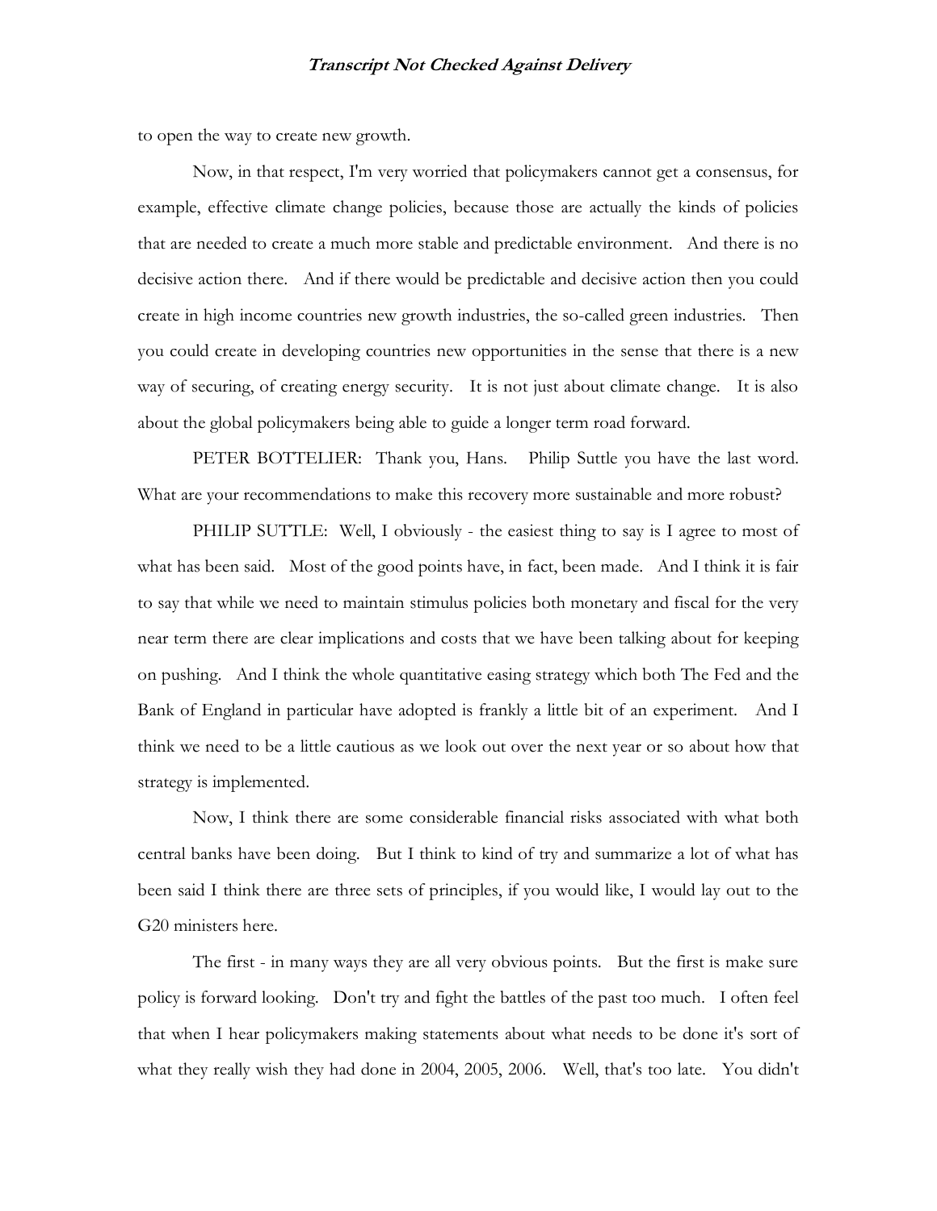to open the way to create new growth.

Now, in that respect, I'm very worried that policymakers cannot get a consensus, for example, effective climate change policies, because those are actually the kinds of policies that are needed to create a much more stable and predictable environment. And there is no decisive action there. And if there would be predictable and decisive action then you could create in high income countries new growth industries, the so-called green industries. Then you could create in developing countries new opportunities in the sense that there is a new way of securing, of creating energy security. It is not just about climate change. It is also about the global policymakers being able to guide a longer term road forward.

PETER BOTTELIER: Thank you, Hans. Philip Suttle you have the last word. What are your recommendations to make this recovery more sustainable and more robust?

PHILIP SUTTLE: Well, I obviously - the easiest thing to say is I agree to most of what has been said. Most of the good points have, in fact, been made. And I think it is fair to say that while we need to maintain stimulus policies both monetary and fiscal for the very near term there are clear implications and costs that we have been talking about for keeping on pushing. And I think the whole quantitative easing strategy which both The Fed and the Bank of England in particular have adopted is frankly a little bit of an experiment. And I think we need to be a little cautious as we look out over the next year or so about how that strategy is implemented.

Now, I think there are some considerable financial risks associated with what both central banks have been doing. But I think to kind of try and summarize a lot of what has been said I think there are three sets of principles, if you would like, I would lay out to the G20 ministers here.

The first - in many ways they are all very obvious points. But the first is make sure policy is forward looking. Don't try and fight the battles of the past too much. I often feel that when I hear policymakers making statements about what needs to be done it's sort of what they really wish they had done in 2004, 2005, 2006. Well, that's too late. You didn't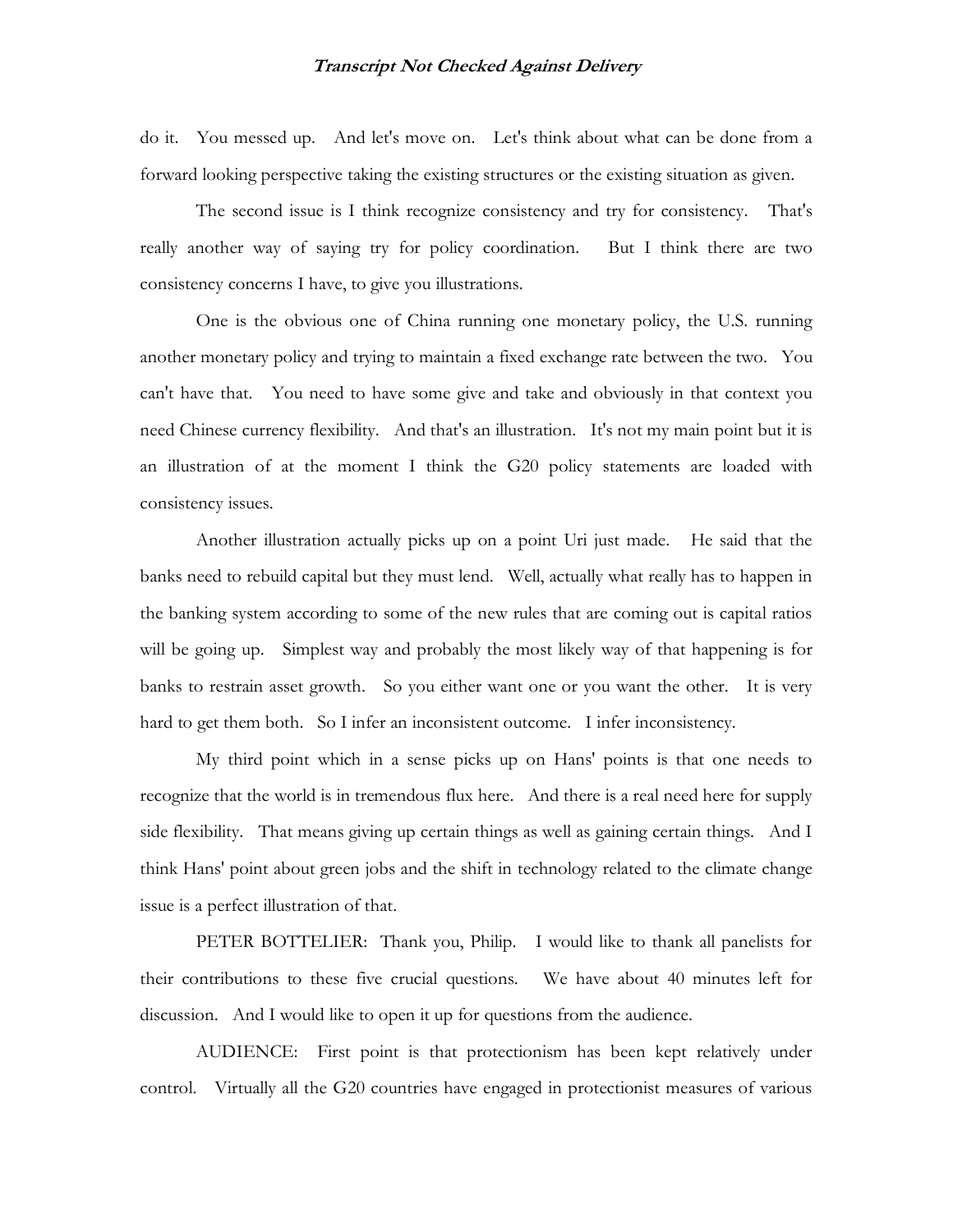do it. You messed up. And let's move on. Let's think about what can be done from a forward looking perspective taking the existing structures or the existing situation as given.

The second issue is I think recognize consistency and try for consistency. That's really another way of saying try for policy coordination. But I think there are two consistency concerns I have, to give you illustrations.

One is the obvious one of China running one monetary policy, the U.S. running another monetary policy and trying to maintain a fixed exchange rate between the two. You can't have that. You need to have some give and take and obviously in that context you need Chinese currency flexibility. And that's an illustration. It's not my main point but it is an illustration of at the moment I think the G20 policy statements are loaded with consistency issues.

Another illustration actually picks up on a point Uri just made. He said that the banks need to rebuild capital but they must lend. Well, actually what really has to happen in the banking system according to some of the new rules that are coming out is capital ratios will be going up. Simplest way and probably the most likely way of that happening is for banks to restrain asset growth. So you either want one or you want the other. It is very hard to get them both. So I infer an inconsistent outcome. I infer inconsistency.

My third point which in a sense picks up on Hans' points is that one needs to recognize that the world is in tremendous flux here. And there is a real need here for supply side flexibility. That means giving up certain things as well as gaining certain things. And I think Hans' point about green jobs and the shift in technology related to the climate change issue is a perfect illustration of that.

PETER BOTTELIER: Thank you, Philip. I would like to thank all panelists for their contributions to these five crucial questions. We have about 40 minutes left for discussion. And I would like to open it up for questions from the audience.

AUDIENCE: First point is that protectionism has been kept relatively under control. Virtually all the G20 countries have engaged in protectionist measures of various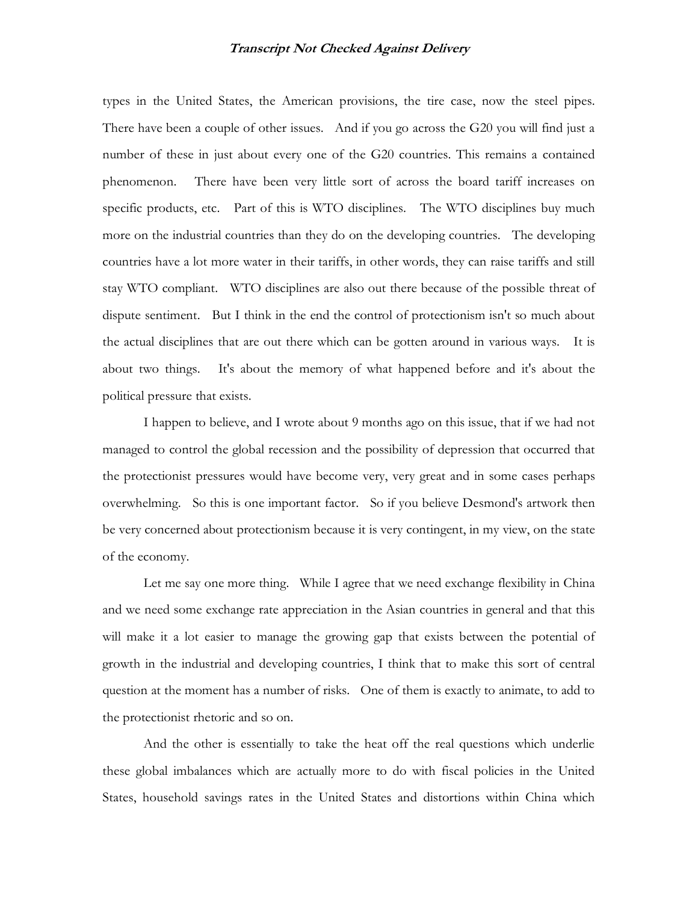types in the United States, the American provisions, the tire case, now the steel pipes. There have been a couple of other issues. And if you go across the G20 you will find just a number of these in just about every one of the G20 countries. This remains a contained phenomenon. There have been very little sort of across the board tariff increases on specific products, etc. Part of this is WTO disciplines. The WTO disciplines buy much more on the industrial countries than they do on the developing countries. The developing countries have a lot more water in their tariffs, in other words, they can raise tariffs and still stay WTO compliant. WTO disciplines are also out there because of the possible threat of dispute sentiment. But I think in the end the control of protectionism isn't so much about the actual disciplines that are out there which can be gotten around in various ways. It is about two things. It's about the memory of what happened before and it's about the political pressure that exists.

I happen to believe, and I wrote about 9 months ago on this issue, that if we had not managed to control the global recession and the possibility of depression that occurred that the protectionist pressures would have become very, very great and in some cases perhaps overwhelming. So this is one important factor. So if you believe Desmond's artwork then be very concerned about protectionism because it is very contingent, in my view, on the state of the economy.

Let me say one more thing. While I agree that we need exchange flexibility in China and we need some exchange rate appreciation in the Asian countries in general and that this will make it a lot easier to manage the growing gap that exists between the potential of growth in the industrial and developing countries, I think that to make this sort of central question at the moment has a number of risks. One of them is exactly to animate, to add to the protectionist rhetoric and so on.

And the other is essentially to take the heat off the real questions which underlie these global imbalances which are actually more to do with fiscal policies in the United States, household savings rates in the United States and distortions within China which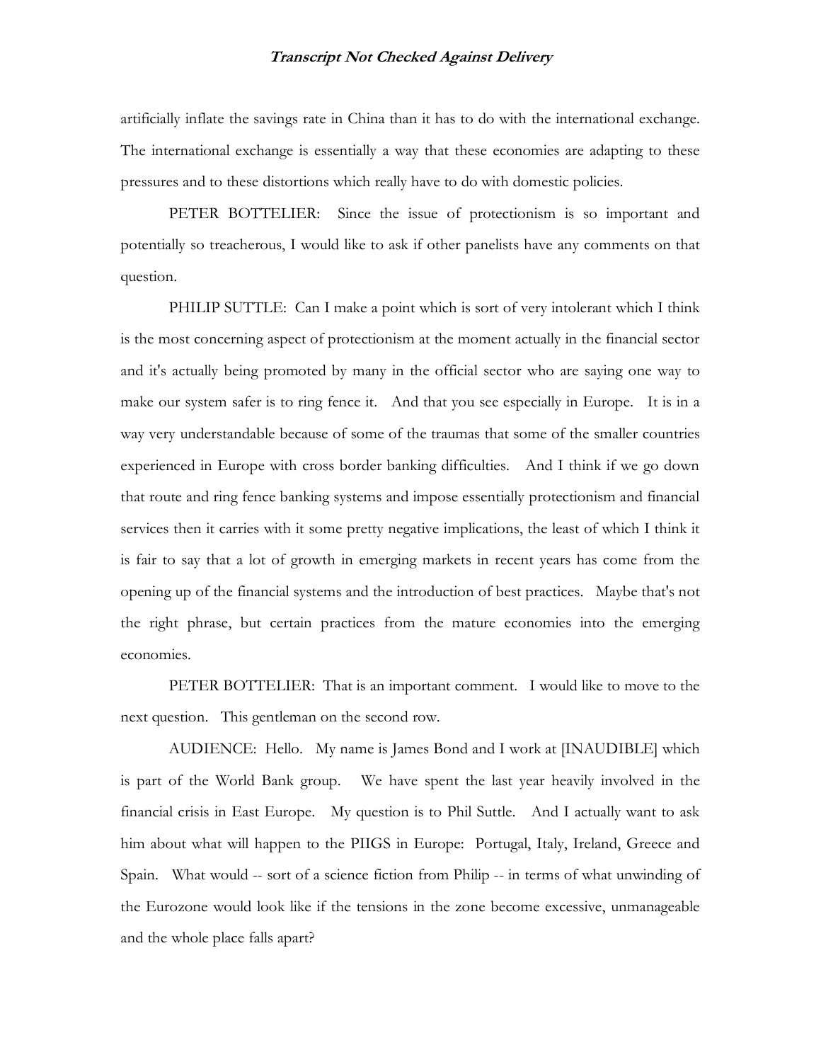artificially inflate the savings rate in China than it has to do with the international exchange. The international exchange is essentially a way that these economies are adapting to these pressures and to these distortions which really have to do with domestic policies.

PETER BOTTELIER: Since the issue of protectionism is so important and potentially so treacherous, I would like to ask if other panelists have any comments on that question.

PHILIP SUTTLE: Can I make a point which is sort of very intolerant which I think is the most concerning aspect of protectionism at the moment actually in the financial sector and it's actually being promoted by many in the official sector who are saying one way to make our system safer is to ring fence it. And that you see especially in Europe. It is in a way very understandable because of some of the traumas that some of the smaller countries experienced in Europe with cross border banking difficulties. And I think if we go down that route and ring fence banking systems and impose essentially protectionism and financial services then it carries with it some pretty negative implications, the least of which I think it is fair to say that a lot of growth in emerging markets in recent years has come from the opening up of the financial systems and the introduction of best practices. Maybe that's not the right phrase, but certain practices from the mature economies into the emerging economies.

PETER BOTTELIER: That is an important comment. I would like to move to the next question. This gentleman on the second row.

AUDIENCE: Hello. My name is James Bond and I work at [INAUDIBLE] which is part of the World Bank group. We have spent the last year heavily involved in the financial crisis in East Europe. My question is to Phil Suttle. And I actually want to ask him about what will happen to the PIIGS in Europe: Portugal, Italy, Ireland, Greece and Spain. What would -- sort of a science fiction from Philip -- in terms of what unwinding of the Eurozone would look like if the tensions in the zone become excessive, unmanageable and the whole place falls apart?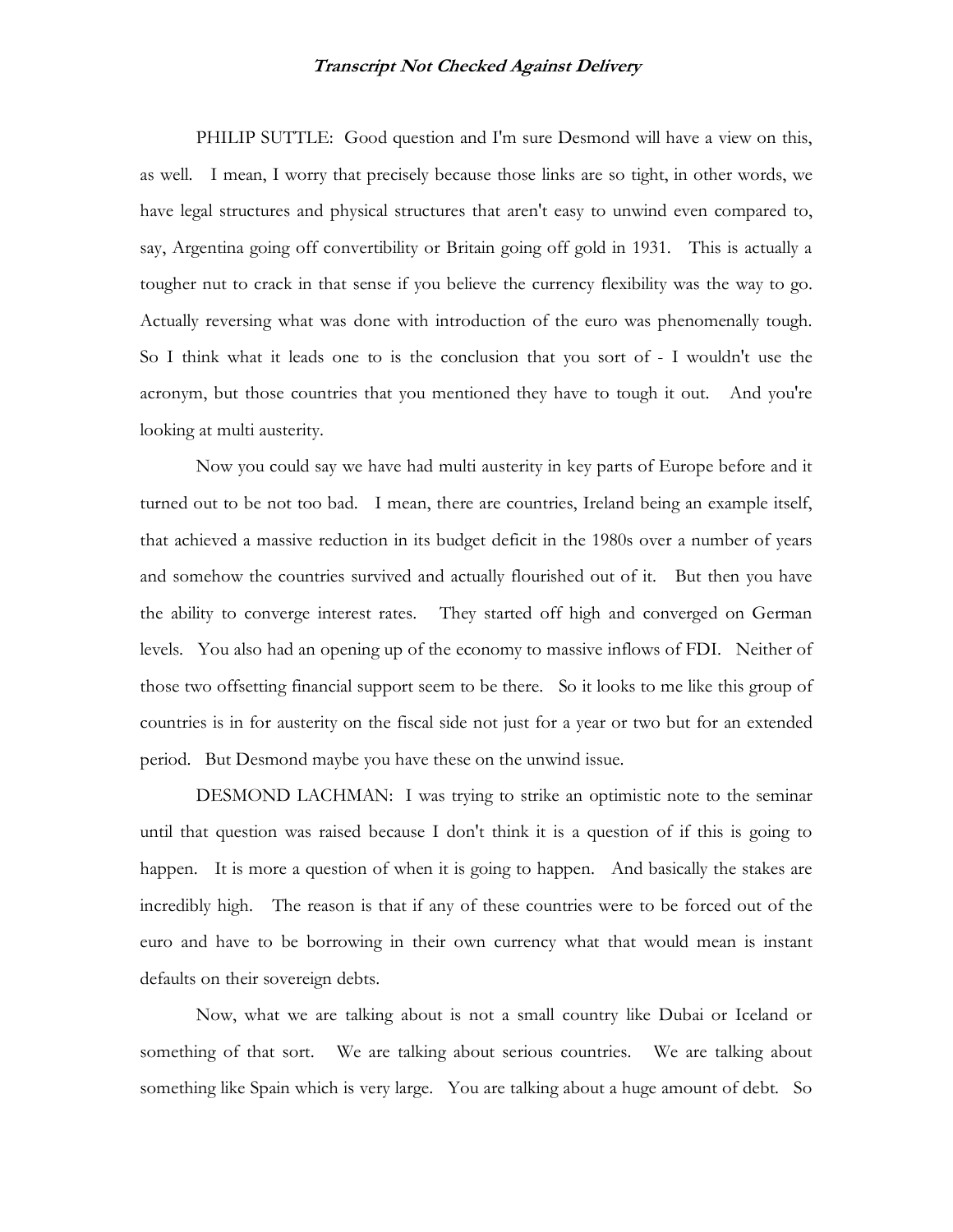PHILIP SUTTLE: Good question and I'm sure Desmond will have a view on this, as well. I mean, I worry that precisely because those links are so tight, in other words, we have legal structures and physical structures that aren't easy to unwind even compared to, say, Argentina going off convertibility or Britain going off gold in 1931. This is actually a tougher nut to crack in that sense if you believe the currency flexibility was the way to go. Actually reversing what was done with introduction of the euro was phenomenally tough. So I think what it leads one to is the conclusion that you sort of - I wouldn't use the acronym, but those countries that you mentioned they have to tough it out. And you're looking at multi austerity.

Now you could say we have had multi austerity in key parts of Europe before and it turned out to be not too bad. I mean, there are countries, Ireland being an example itself, that achieved a massive reduction in its budget deficit in the 1980s over a number of years and somehow the countries survived and actually flourished out of it. But then you have the ability to converge interest rates. They started off high and converged on German levels. You also had an opening up of the economy to massive inflows of FDI. Neither of those two offsetting financial support seem to be there. So it looks to me like this group of countries is in for austerity on the fiscal side not just for a year or two but for an extended period. But Desmond maybe you have these on the unwind issue.

DESMOND LACHMAN: I was trying to strike an optimistic note to the seminar until that question was raised because I don't think it is a question of if this is going to happen. It is more a question of when it is going to happen. And basically the stakes are incredibly high. The reason is that if any of these countries were to be forced out of the euro and have to be borrowing in their own currency what that would mean is instant defaults on their sovereign debts.

Now, what we are talking about is not a small country like Dubai or Iceland or something of that sort. We are talking about serious countries. We are talking about something like Spain which is very large. You are talking about a huge amount of debt. So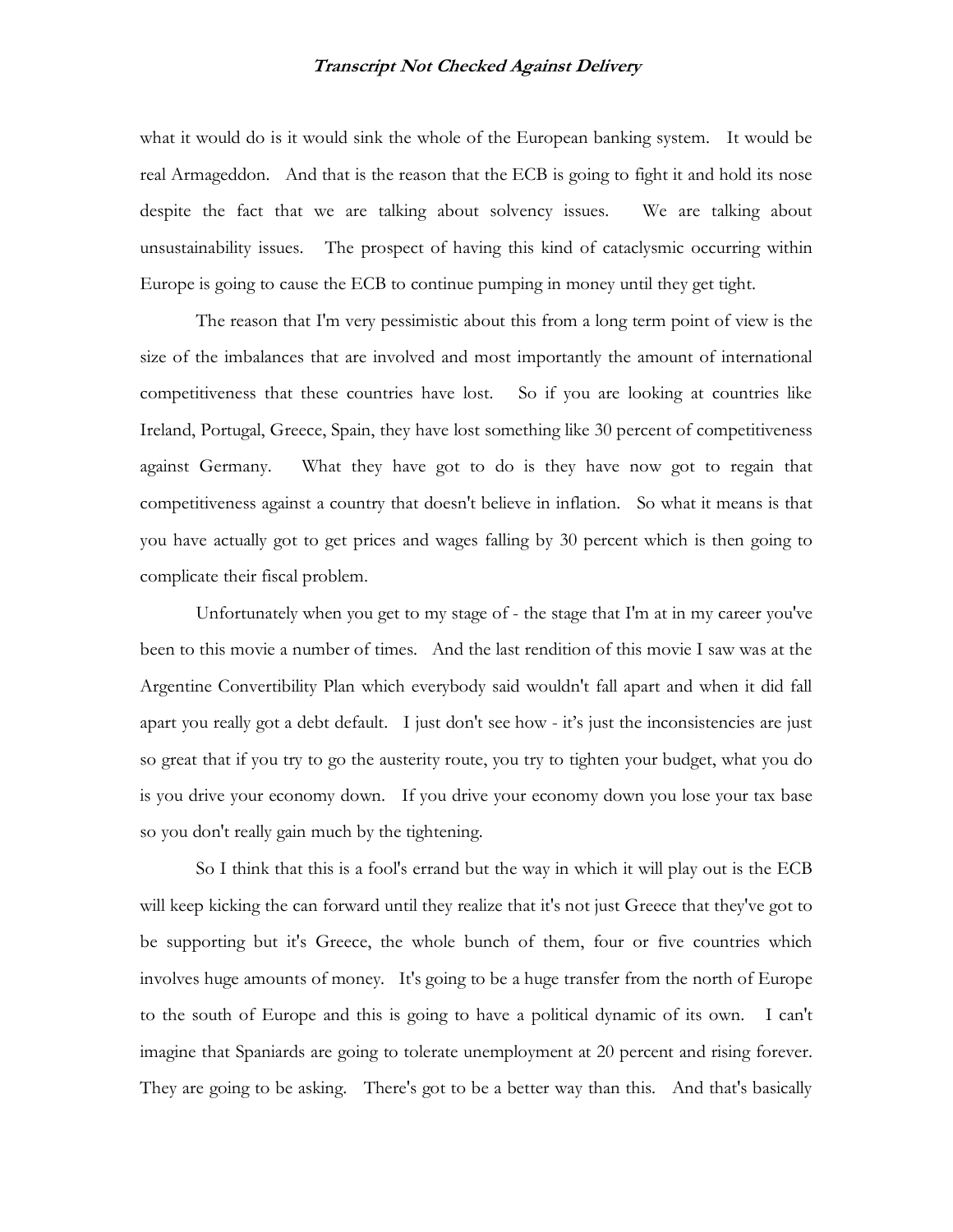what it would do is it would sink the whole of the European banking system. It would be real Armageddon. And that is the reason that the ECB is going to fight it and hold its nose despite the fact that we are talking about solvency issues. We are talking about unsustainability issues. The prospect of having this kind of cataclysmic occurring within Europe is going to cause the ECB to continue pumping in money until they get tight.

The reason that I'm very pessimistic about this from a long term point of view is the size of the imbalances that are involved and most importantly the amount of international competitiveness that these countries have lost. So if you are looking at countries like Ireland, Portugal, Greece, Spain, they have lost something like 30 percent of competitiveness against Germany. What they have got to do is they have now got to regain that competitiveness against a country that doesn't believe in inflation. So what it means is that you have actually got to get prices and wages falling by 30 percent which is then going to complicate their fiscal problem.

Unfortunately when you get to my stage of - the stage that I'm at in my career you've been to this movie a number of times. And the last rendition of this movie I saw was at the Argentine Convertibility Plan which everybody said wouldn't fall apart and when it did fall apart you really got a debt default. I just don't see how - it's just the inconsistencies are just so great that if you try to go the austerity route, you try to tighten your budget, what you do is you drive your economy down. If you drive your economy down you lose your tax base so you don't really gain much by the tightening.

So I think that this is a fool's errand but the way in which it will play out is the ECB will keep kicking the can forward until they realize that it's not just Greece that they've got to be supporting but it's Greece, the whole bunch of them, four or five countries which involves huge amounts of money. It's going to be a huge transfer from the north of Europe to the south of Europe and this is going to have a political dynamic of its own. I can't imagine that Spaniards are going to tolerate unemployment at 20 percent and rising forever. They are going to be asking. There's got to be a better way than this. And that's basically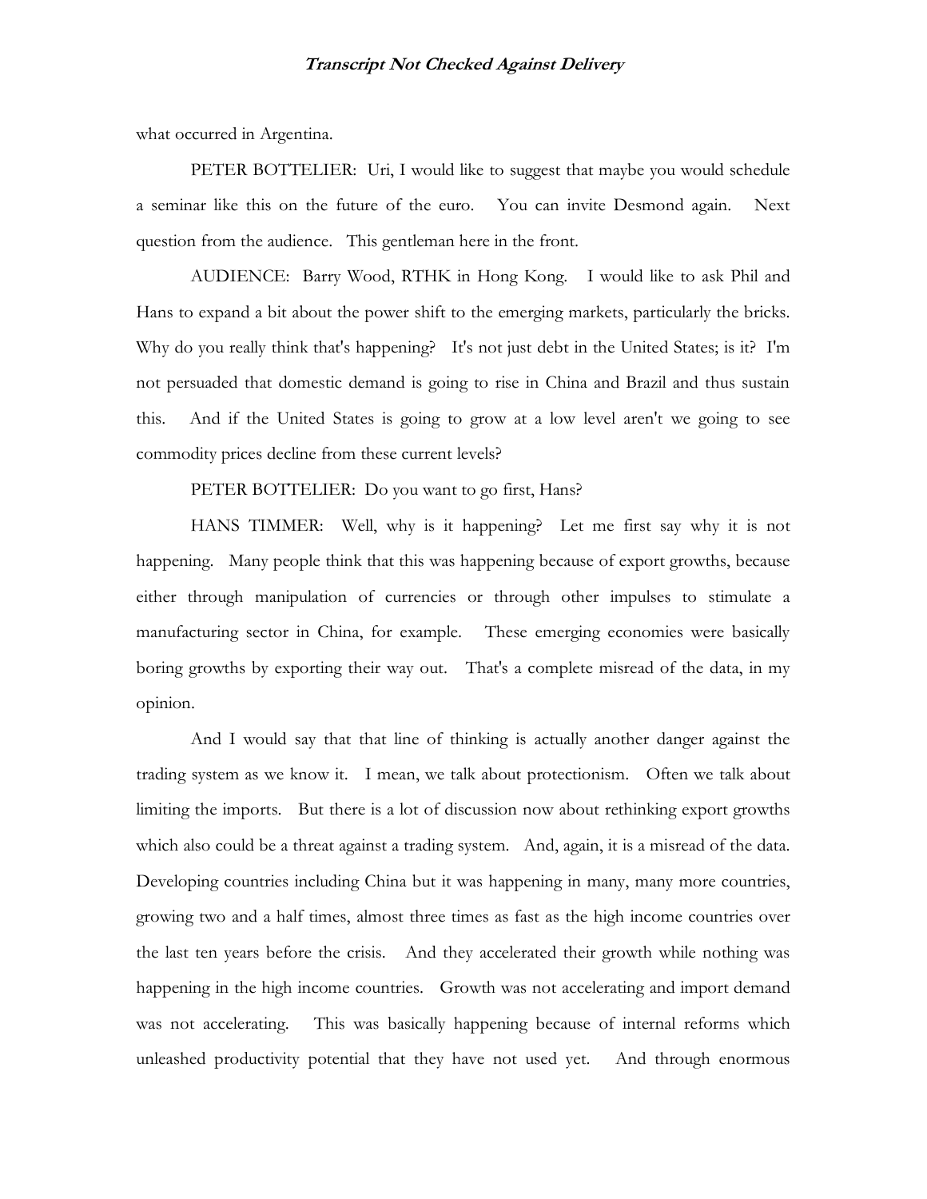what occurred in Argentina.

PETER BOTTELIER: Uri, I would like to suggest that maybe you would schedule a seminar like this on the future of the euro. You can invite Desmond again. Next question from the audience. This gentleman here in the front.

AUDIENCE: Barry Wood, RTHK in Hong Kong. I would like to ask Phil and Hans to expand a bit about the power shift to the emerging markets, particularly the bricks. Why do you really think that's happening? It's not just debt in the United States; is it? I'm not persuaded that domestic demand is going to rise in China and Brazil and thus sustain this. And if the United States is going to grow at a low level aren't we going to see commodity prices decline from these current levels?

PETER BOTTELIER: Do you want to go first, Hans?

HANS TIMMER: Well, why is it happening? Let me first say why it is not happening. Many people think that this was happening because of export growths, because either through manipulation of currencies or through other impulses to stimulate a manufacturing sector in China, for example. These emerging economies were basically boring growths by exporting their way out. That's a complete misread of the data, in my opinion.

And I would say that that line of thinking is actually another danger against the trading system as we know it. I mean, we talk about protectionism. Often we talk about limiting the imports. But there is a lot of discussion now about rethinking export growths which also could be a threat against a trading system. And, again, it is a misread of the data. Developing countries including China but it was happening in many, many more countries, growing two and a half times, almost three times as fast as the high income countries over the last ten years before the crisis. And they accelerated their growth while nothing was happening in the high income countries. Growth was not accelerating and import demand was not accelerating. This was basically happening because of internal reforms which unleashed productivity potential that they have not used yet. And through enormous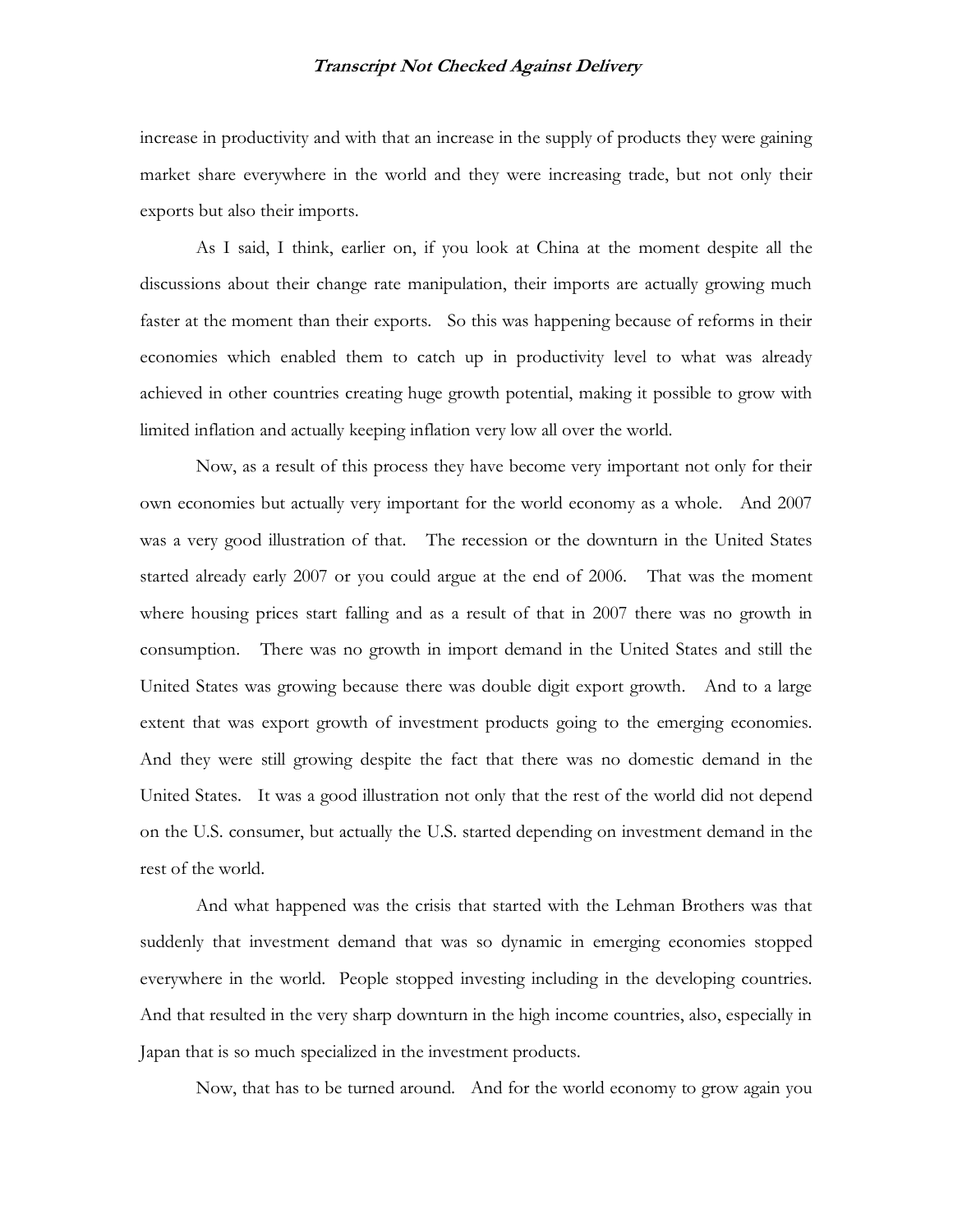increase in productivity and with that an increase in the supply of products they were gaining market share everywhere in the world and they were increasing trade, but not only their exports but also their imports.

As I said, I think, earlier on, if you look at China at the moment despite all the discussions about their change rate manipulation, their imports are actually growing much faster at the moment than their exports. So this was happening because of reforms in their economies which enabled them to catch up in productivity level to what was already achieved in other countries creating huge growth potential, making it possible to grow with limited inflation and actually keeping inflation very low all over the world.

Now, as a result of this process they have become very important not only for their own economies but actually very important for the world economy as a whole. And 2007 was a very good illustration of that. The recession or the downturn in the United States started already early 2007 or you could argue at the end of 2006. That was the moment where housing prices start falling and as a result of that in 2007 there was no growth in consumption. There was no growth in import demand in the United States and still the United States was growing because there was double digit export growth. And to a large extent that was export growth of investment products going to the emerging economies. And they were still growing despite the fact that there was no domestic demand in the United States. It was a good illustration not only that the rest of the world did not depend on the U.S. consumer, but actually the U.S. started depending on investment demand in the rest of the world.

And what happened was the crisis that started with the Lehman Brothers was that suddenly that investment demand that was so dynamic in emerging economies stopped everywhere in the world. People stopped investing including in the developing countries. And that resulted in the very sharp downturn in the high income countries, also, especially in Japan that is so much specialized in the investment products.

Now, that has to be turned around. And for the world economy to grow again you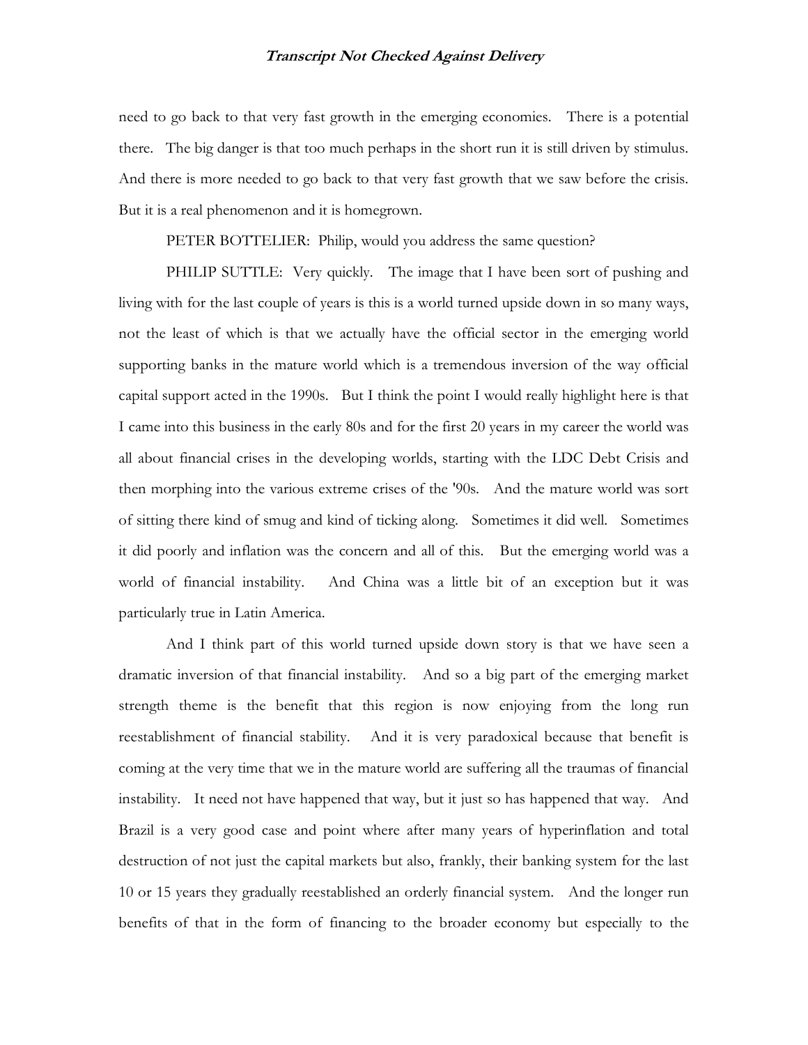need to go back to that very fast growth in the emerging economies. There is a potential there. The big danger is that too much perhaps in the short run it is still driven by stimulus. And there is more needed to go back to that very fast growth that we saw before the crisis. But it is a real phenomenon and it is homegrown.

PETER BOTTELIER: Philip, would you address the same question?

PHILIP SUTTLE: Very quickly. The image that I have been sort of pushing and living with for the last couple of years is this is a world turned upside down in so many ways, not the least of which is that we actually have the official sector in the emerging world supporting banks in the mature world which is a tremendous inversion of the way official capital support acted in the 1990s. But I think the point I would really highlight here is that I came into this business in the early 80s and for the first 20 years in my career the world was all about financial crises in the developing worlds, starting with the LDC Debt Crisis and then morphing into the various extreme crises of the '90s. And the mature world was sort of sitting there kind of smug and kind of ticking along. Sometimes it did well. Sometimes it did poorly and inflation was the concern and all of this. But the emerging world was a world of financial instability. And China was a little bit of an exception but it was particularly true in Latin America.

And I think part of this world turned upside down story is that we have seen a dramatic inversion of that financial instability. And so a big part of the emerging market strength theme is the benefit that this region is now enjoying from the long run reestablishment of financial stability. And it is very paradoxical because that benefit is coming at the very time that we in the mature world are suffering all the traumas of financial instability. It need not have happened that way, but it just so has happened that way. And Brazil is a very good case and point where after many years of hyperinflation and total destruction of not just the capital markets but also, frankly, their banking system for the last 10 or 15 years they gradually reestablished an orderly financial system. And the longer run benefits of that in the form of financing to the broader economy but especially to the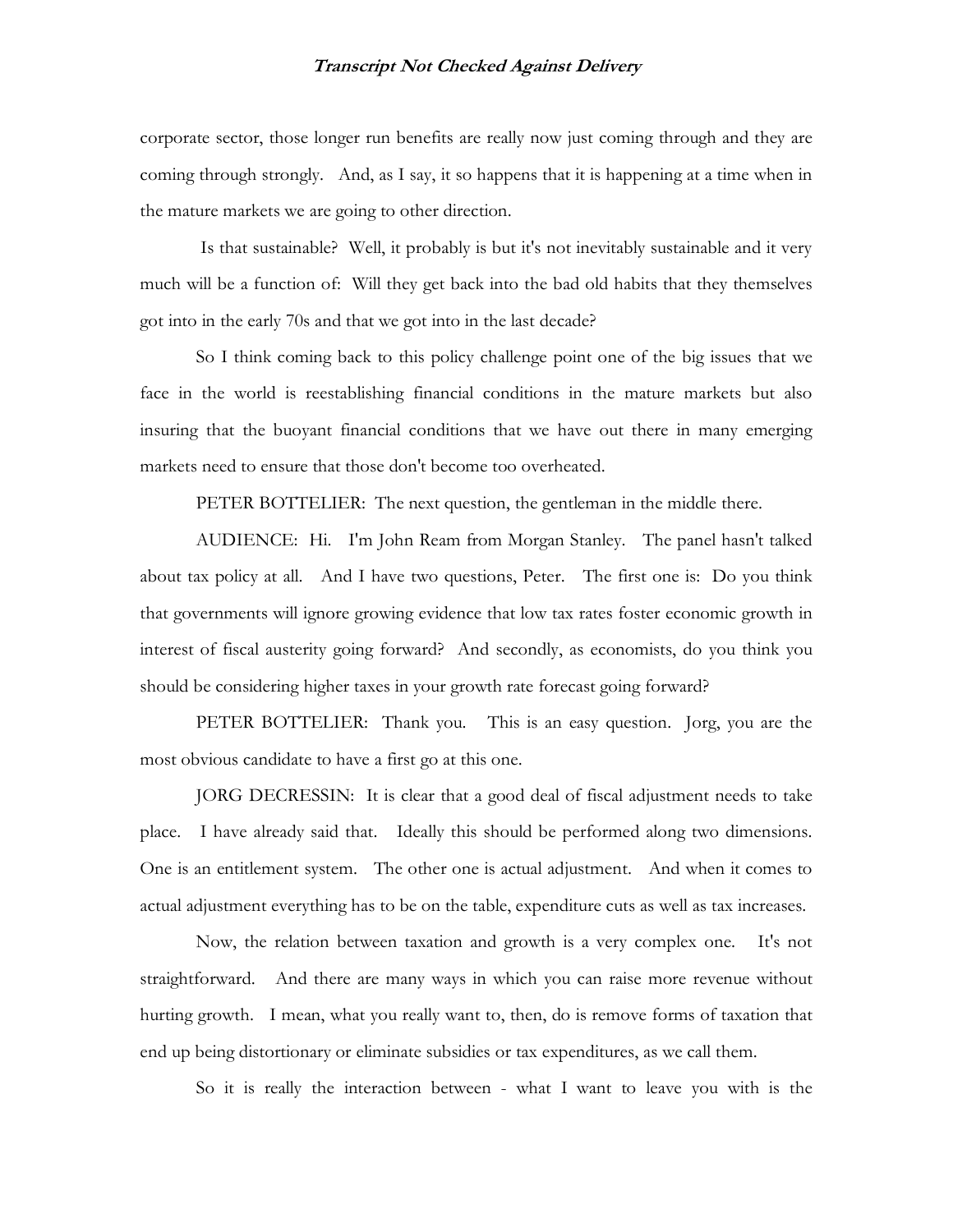corporate sector, those longer run benefits are really now just coming through and they are coming through strongly. And, as I say, it so happens that it is happening at a time when in the mature markets we are going to other direction.

Is that sustainable? Well, it probably is but it's not inevitably sustainable and it very much will be a function of: Will they get back into the bad old habits that they themselves got into in the early 70s and that we got into in the last decade?

So I think coming back to this policy challenge point one of the big issues that we face in the world is reestablishing financial conditions in the mature markets but also insuring that the buoyant financial conditions that we have out there in many emerging markets need to ensure that those don't become too overheated.

PETER BOTTELIER: The next question, the gentleman in the middle there.

AUDIENCE: Hi. I'm John Ream from Morgan Stanley. The panel hasn't talked about tax policy at all. And I have two questions, Peter. The first one is: Do you think that governments will ignore growing evidence that low tax rates foster economic growth in interest of fiscal austerity going forward? And secondly, as economists, do you think you should be considering higher taxes in your growth rate forecast going forward?

PETER BOTTELIER: Thank you. This is an easy question. Jorg, you are the most obvious candidate to have a first go at this one.

JORG DECRESSIN: It is clear that a good deal of fiscal adjustment needs to take place. I have already said that. Ideally this should be performed along two dimensions. One is an entitlement system. The other one is actual adjustment. And when it comes to actual adjustment everything has to be on the table, expenditure cuts as well as tax increases.

Now, the relation between taxation and growth is a very complex one. It's not straightforward. And there are many ways in which you can raise more revenue without hurting growth. I mean, what you really want to, then, do is remove forms of taxation that end up being distortionary or eliminate subsidies or tax expenditures, as we call them.

So it is really the interaction between - what I want to leave you with is the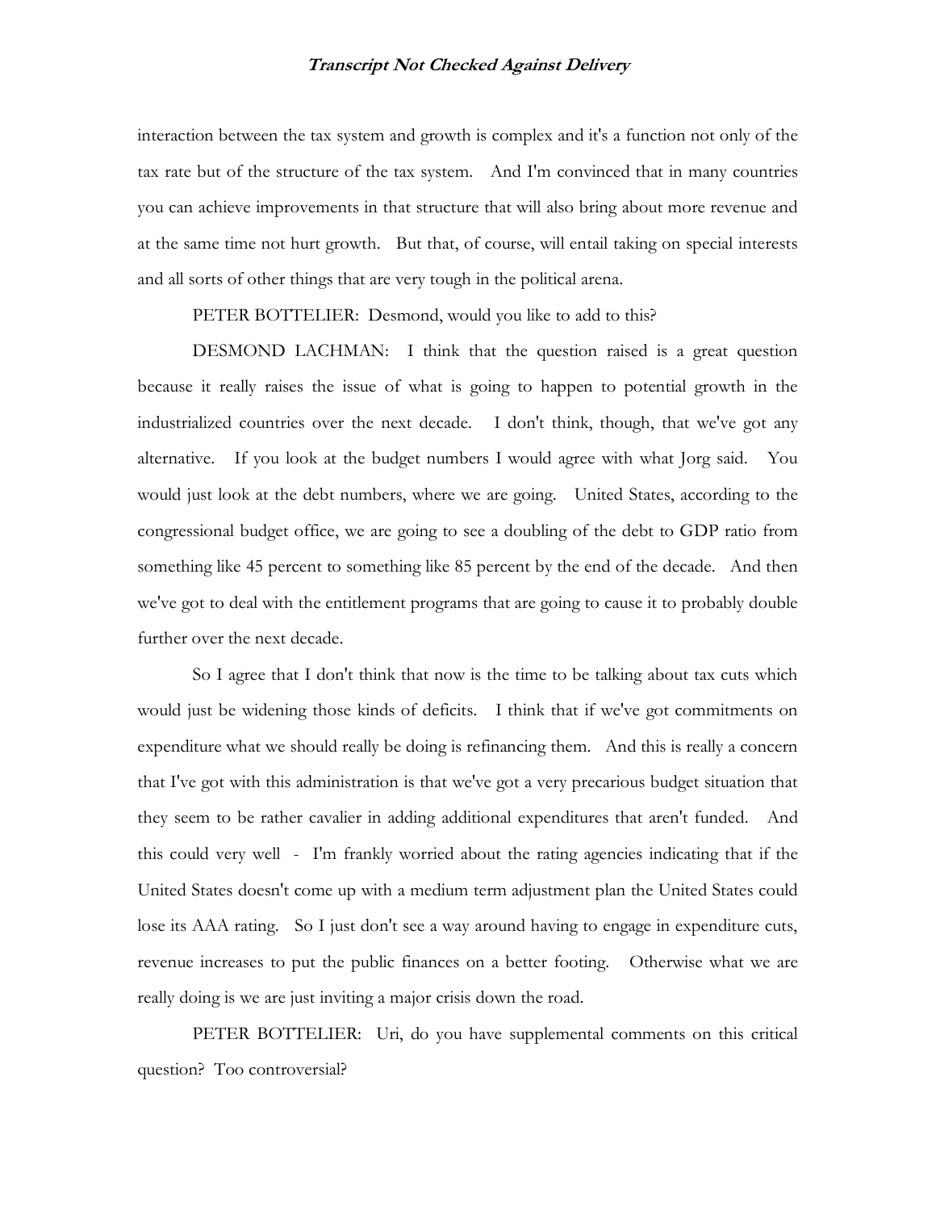interaction between the tax system and growth is complex and it's a function not only of the tax rate but of the structure of the tax system. And I'm convinced that in many countries you can achieve improvements in that structure that will also bring about more revenue and at the same time not hurt growth. But that, of course, will entail taking on special interests and all sorts of other things that are very tough in the political arena.

PETER BOTTELIER: Desmond, would you like to add to this?

DESMOND LACHMAN: I think that the question raised is a great question because it really raises the issue of what is going to happen to potential growth in the industrialized countries over the next decade. I don't think, though, that we've got any alternative. If you look at the budget numbers I would agree with what Jorg said. You would just look at the debt numbers, where we are going. United States, according to the congressional budget office, we are going to see a doubling of the debt to GDP ratio from something like 45 percent to something like 85 percent by the end of the decade. And then we've got to deal with the entitlement programs that are going to cause it to probably double further over the next decade.

So I agree that I don't think that now is the time to be talking about tax cuts which would just be widening those kinds of deficits. I think that if we've got commitments on expenditure what we should really be doing is refinancing them. And this is really a concern that I've got with this administration is that we've got a very precarious budget situation that they seem to be rather cavalier in adding additional expenditures that aren't funded. And this could very well - I'm frankly worried about the rating agencies indicating that if the United States doesn't come up with a medium term adjustment plan the United States could lose its AAA rating. So I just don't see a way around having to engage in expenditure cuts, revenue increases to put the public finances on a better footing. Otherwise what we are really doing is we are just inviting a major crisis down the road.

PETER BOTTELIER: Uri, do you have supplemental comments on this critical question? Too controversial?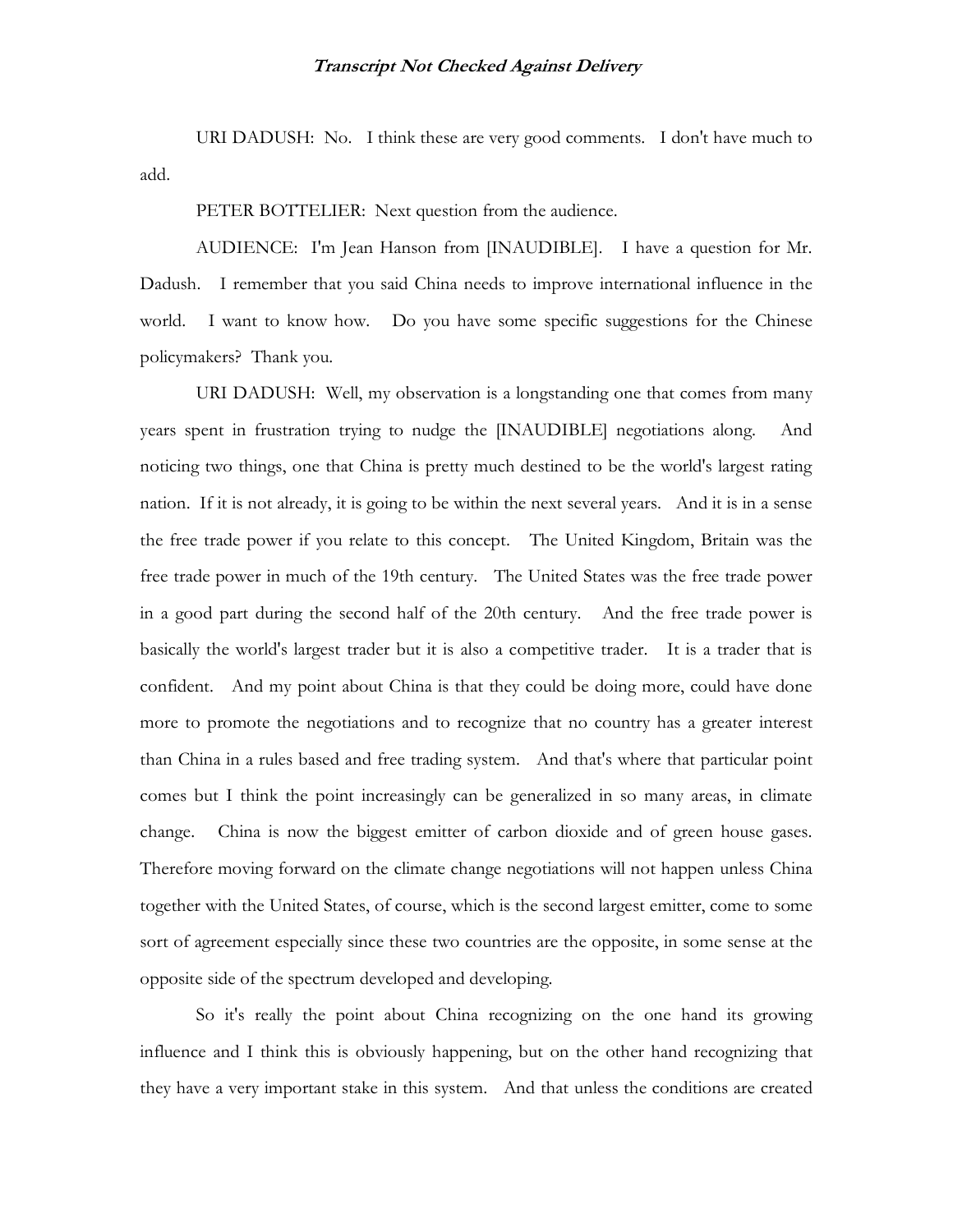URI DADUSH: No. I think these are very good comments. I don't have much to add.

PETER BOTTELIER: Next question from the audience.

AUDIENCE: I'm Jean Hanson from [INAUDIBLE]. I have a question for Mr. Dadush. I remember that you said China needs to improve international influence in the world. I want to know how. Do you have some specific suggestions for the Chinese policymakers? Thank you.

URI DADUSH: Well, my observation is a longstanding one that comes from many years spent in frustration trying to nudge the [INAUDIBLE] negotiations along. And noticing two things, one that China is pretty much destined to be the world's largest rating nation. If it is not already, it is going to be within the next several years. And it is in a sense the free trade power if you relate to this concept. The United Kingdom, Britain was the free trade power in much of the 19th century. The United States was the free trade power in a good part during the second half of the 20th century. And the free trade power is basically the world's largest trader but it is also a competitive trader. It is a trader that is confident. And my point about China is that they could be doing more, could have done more to promote the negotiations and to recognize that no country has a greater interest than China in a rules based and free trading system. And that's where that particular point comes but I think the point increasingly can be generalized in so many areas, in climate change. China is now the biggest emitter of carbon dioxide and of green house gases. Therefore moving forward on the climate change negotiations will not happen unless China together with the United States, of course, which is the second largest emitter, come to some sort of agreement especially since these two countries are the opposite, in some sense at the opposite side of the spectrum developed and developing.

So it's really the point about China recognizing on the one hand its growing influence and I think this is obviously happening, but on the other hand recognizing that they have a very important stake in this system. And that unless the conditions are created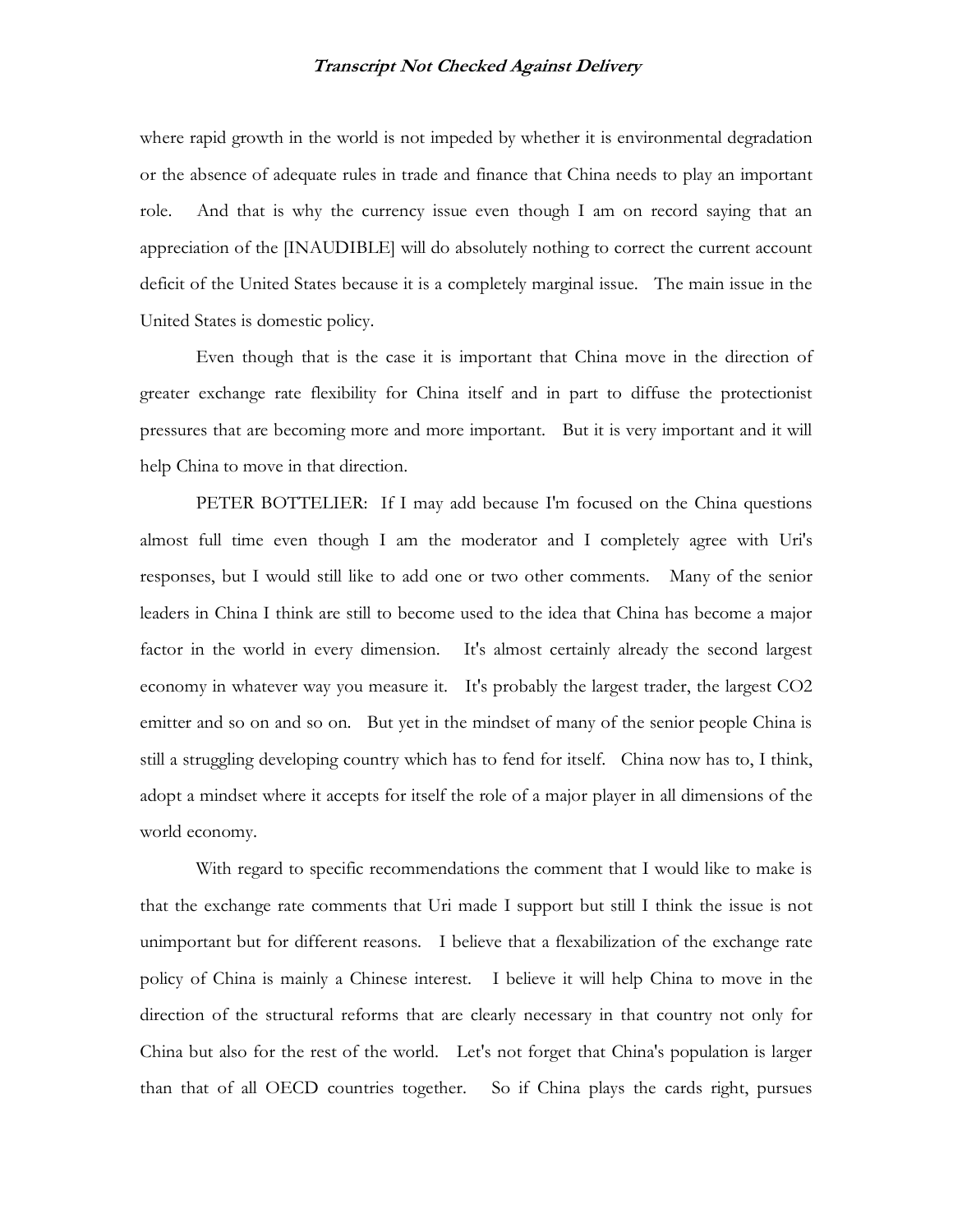where rapid growth in the world is not impeded by whether it is environmental degradation or the absence of adequate rules in trade and finance that China needs to play an important role. And that is why the currency issue even though I am on record saying that an appreciation of the [INAUDIBLE] will do absolutely nothing to correct the current account deficit of the United States because it is a completely marginal issue. The main issue in the United States is domestic policy.

Even though that is the case it is important that China move in the direction of greater exchange rate flexibility for China itself and in part to diffuse the protectionist pressures that are becoming more and more important. But it is very important and it will help China to move in that direction.

PETER BOTTELIER: If I may add because I'm focused on the China questions almost full time even though I am the moderator and I completely agree with Uri's responses, but I would still like to add one or two other comments. Many of the senior leaders in China I think are still to become used to the idea that China has become a major factor in the world in every dimension. It's almost certainly already the second largest economy in whatever way you measure it. It's probably the largest trader, the largest $CO_2$ emitter and so on and so on. But yet in the mindset of many of the senior people China is still a struggling developing country which has to fend for itself. China now has to, I think, adopt a mindset where it accepts for itself the role of a major player in all dimensions of the world economy.

With regard to specific recommendations the comment that I would like to make is that the exchange rate comments that Uri made I support but still I think the issue is not unimportant but for different reasons. I believe that a flexabilization of the exchange rate policy of China is mainly a Chinese interest. I believe it will help China to move in the direction of the structural reforms that are clearly necessary in that country not only for China but also for the rest of the world. Let's not forget that China's population is larger than that of all OECD countries together. So if China plays the cards right, pursues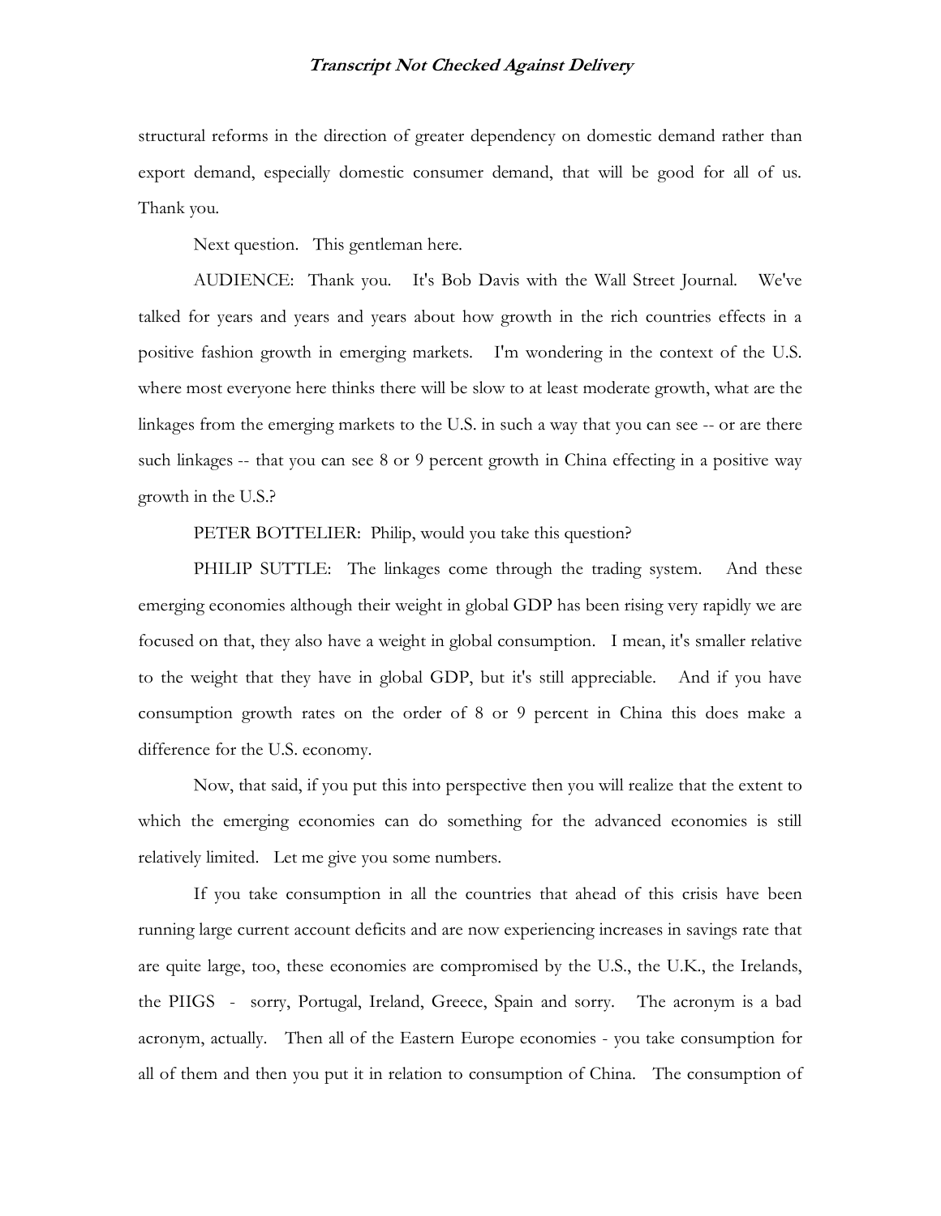structural reforms in the direction of greater dependency on domestic demand rather than export demand, especially domestic consumer demand, that will be good for all of us. Thank you.

Next question. This gentleman here.

AUDIENCE: Thank you. It's Bob Davis with the Wall Street Journal. We've talked for years and years and years about how growth in the rich countries effects in a positive fashion growth in emerging markets. I'm wondering in the context of the U.S. where most everyone here thinks there will be slow to at least moderate growth, what are the linkages from the emerging markets to the U.S. in such a way that you can see -- or are there such linkages -- that you can see 8 or 9 percent growth in China effecting in a positive way growth in the U.S.?

PETER BOTTELIER: Philip, would you take this question?

PHILIP SUTTLE: The linkages come through the trading system. And these emerging economies although their weight in global GDP has been rising very rapidly we are focused on that, they also have a weight in global consumption. I mean, it's smaller relative to the weight that they have in global GDP, but it's still appreciable. And if you have consumption growth rates on the order of 8 or 9 percent in China this does make a difference for the U.S. economy.

Now, that said, if you put this into perspective then you will realize that the extent to which the emerging economies can do something for the advanced economies is still relatively limited. Let me give you some numbers.

If you take consumption in all the countries that ahead of this crisis have been running large current account deficits and are now experiencing increases in savings rate that are quite large, too, these economies are compromised by the U.S., the U.K., the Irelands, the PIIGS - sorry, Portugal, Ireland, Greece, Spain and sorry. The acronym is a bad acronym, actually. Then all of the Eastern Europe economies - you take consumption for all of them and then you put it in relation to consumption of China. The consumption of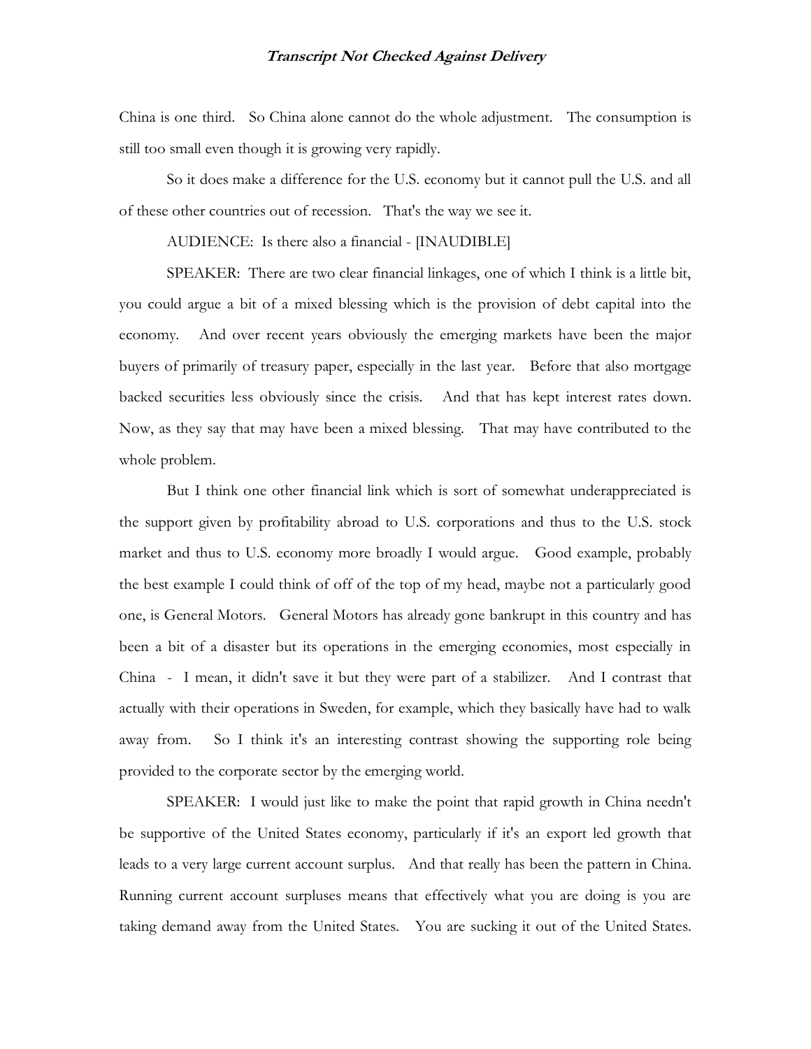China is one third. So China alone cannot do the whole adjustment. The consumption is still too small even though it is growing very rapidly.

So it does make a difference for the U.S. economy but it cannot pull the U.S. and all of these other countries out of recession. That's the way we see it.

AUDIENCE: Is there also a financial - [INAUDIBLE]

SPEAKER: There are two clear financial linkages, one of which I think is a little bit, you could argue a bit of a mixed blessing which is the provision of debt capital into the economy. And over recent years obviously the emerging markets have been the major buyers of primarily of treasury paper, especially in the last year. Before that also mortgage backed securities less obviously since the crisis. And that has kept interest rates down. Now, as they say that may have been a mixed blessing. That may have contributed to the whole problem.

But I think one other financial link which is sort of somewhat underappreciated is the support given by profitability abroad to U.S. corporations and thus to the U.S. stock market and thus to U.S. economy more broadly I would argue. Good example, probably the best example I could think of off of the top of my head, maybe not a particularly good one, is General Motors. General Motors has already gone bankrupt in this country and has been a bit of a disaster but its operations in the emerging economies, most especially in China - I mean, it didn't save it but they were part of a stabilizer. And I contrast that actually with their operations in Sweden, for example, which they basically have had to walk away from. So I think it's an interesting contrast showing the supporting role being provided to the corporate sector by the emerging world.

SPEAKER: I would just like to make the point that rapid growth in China needn't be supportive of the United States economy, particularly if it's an export led growth that leads to a very large current account surplus. And that really has been the pattern in China. Running current account surpluses means that effectively what you are doing is you are taking demand away from the United States. You are sucking it out of the United States.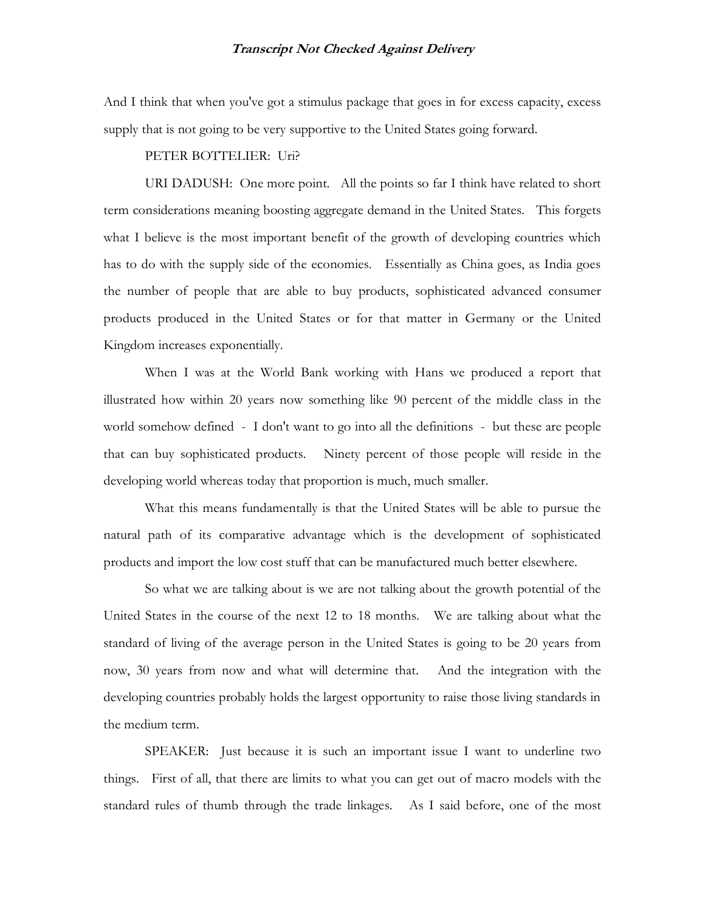And I think that when you've got a stimulus package that goes in for excess capacity, excess supply that is not going to be very supportive to the United States going forward.

PETER BOTTELIER: Uri?

URI DADUSH: One more point. All the points so far I think have related to short term considerations meaning boosting aggregate demand in the United States. This forgets what I believe is the most important benefit of the growth of developing countries which has to do with the supply side of the economies. Essentially as China goes, as India goes the number of people that are able to buy products, sophisticated advanced consumer products produced in the United States or for that matter in Germany or the United Kingdom increases exponentially.

When I was at the World Bank working with Hans we produced a report that illustrated how within 20 years now something like 90 percent of the middle class in the world somehow defined - I don't want to go into all the definitions - but these are people that can buy sophisticated products. Ninety percent of those people will reside in the developing world whereas today that proportion is much, much smaller.

What this means fundamentally is that the United States will be able to pursue the natural path of its comparative advantage which is the development of sophisticated products and import the low cost stuff that can be manufactured much better elsewhere.

So what we are talking about is we are not talking about the growth potential of the United States in the course of the next 12 to 18 months. We are talking about what the standard of living of the average person in the United States is going to be 20 years from now, 30 years from now and what will determine that. And the integration with the developing countries probably holds the largest opportunity to raise those living standards in the medium term.

SPEAKER: Just because it is such an important issue I want to underline two things. First of all, that there are limits to what you can get out of macro models with the standard rules of thumb through the trade linkages. As I said before, one of the most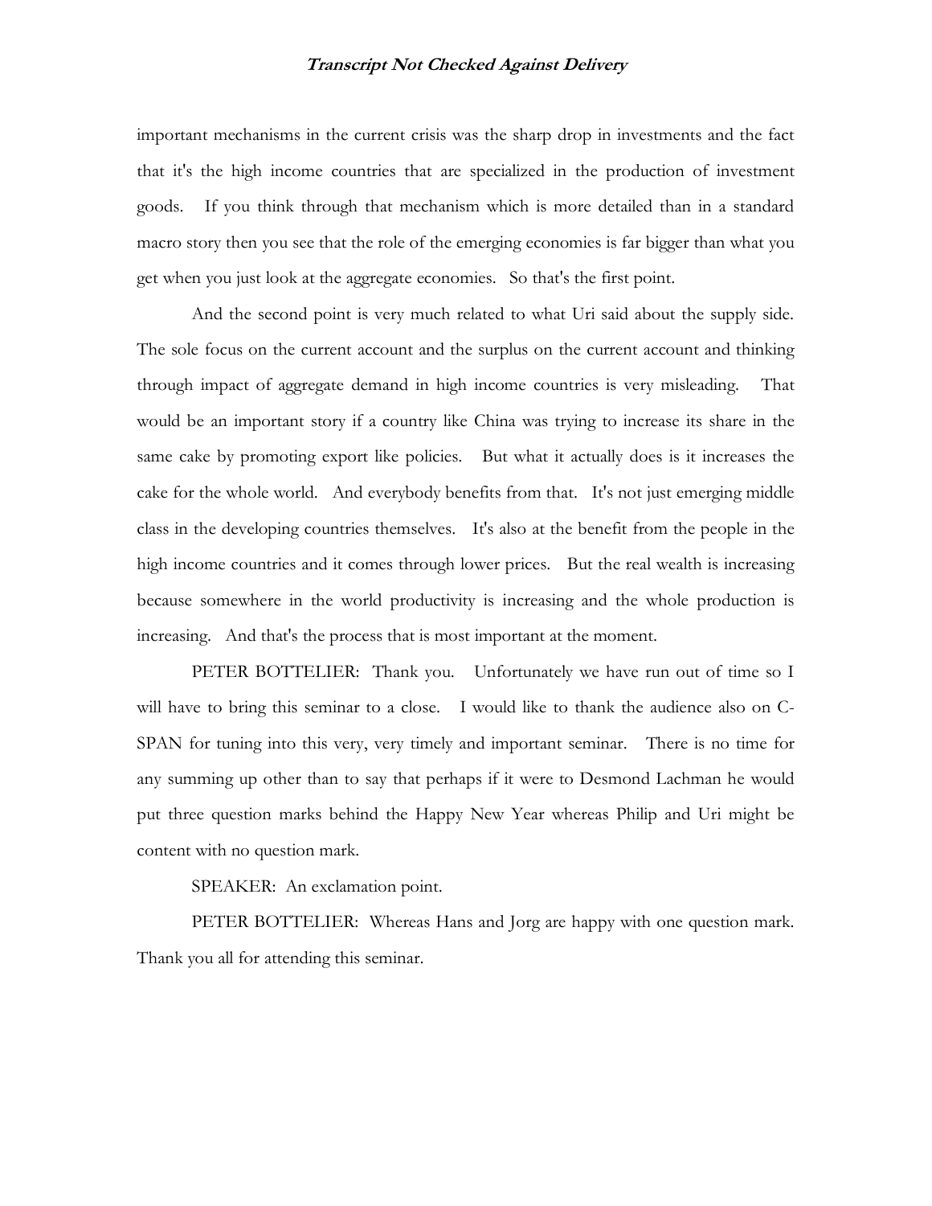important mechanisms in the current crisis was the sharp drop in investments and the fact that it's the high income countries that are specialized in the production of investment goods. If you think through that mechanism which is more detailed than in a standard macro story then you see that the role of the emerging economies is far bigger than what you get when you just look at the aggregate economies. So that's the first point.

And the second point is very much related to what Uri said about the supply side. The sole focus on the current account and the surplus on the current account and thinking through impact of aggregate demand in high income countries is very misleading. That would be an important story if a country like China was trying to increase its share in the same cake by promoting export like policies. But what it actually does is it increases the cake for the whole world. And everybody benefits from that. It's not just emerging middle class in the developing countries themselves. It's also at the benefit from the people in the high income countries and it comes through lower prices. But the real wealth is increasing because somewhere in the world productivity is increasing and the whole production is increasing. And that's the process that is most important at the moment.

PETER BOTTELIER: Thank you. Unfortunately we have run out of time so I will have to bring this seminar to a close. I would like to thank the audience also on C-SPAN for tuning into this very, very timely and important seminar. There is no time for any summing up other than to say that perhaps if it were to Desmond Lachman he would put three question marks behind the Happy New Year whereas Philip and Uri might be content with no question mark.

SPEAKER: An exclamation point.

PETER BOTTELIER: Whereas Hans and Jorg are happy with one question mark. Thank you all for attending this seminar.